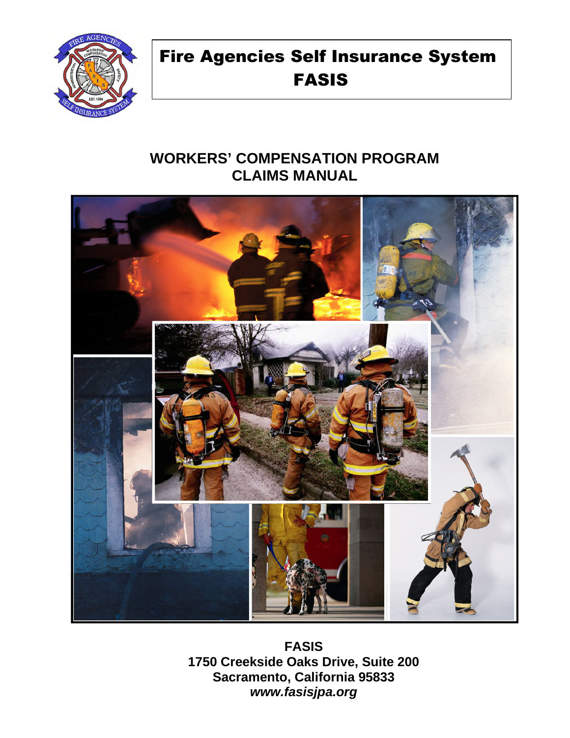# Fire Agencies Self Insurance System
# FASIS

## WORKERS' COMPENSATION PROGRAM
## CLAIMS MANUAL

**FASIS**
**1750 Creekside Oaks Drive, Suite 200**
**Sacramento, California 95833**
***www.fasisjpa.org***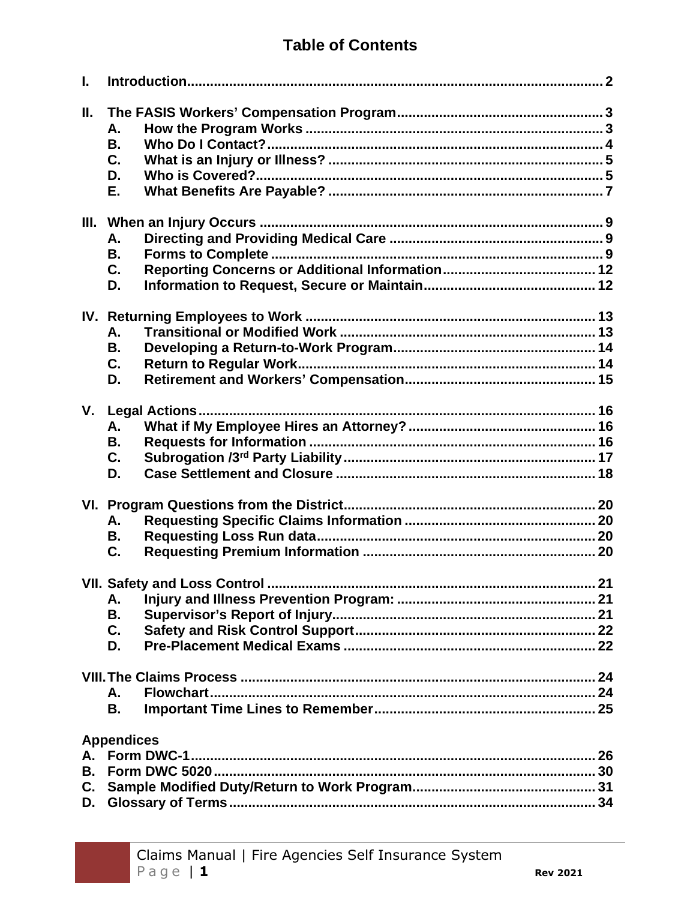# Table of Contents

**I. Introduction** ... 2

**II. The FASIS Workers' Compensation Program** ... 3
- **A. How the Program Works** ... 3
- **B. Who Do I Contact?** ... 4
- **C. What is an Injury or Illness?** ... 5
- **D. Who is Covered?** ... 5
- **E. What Benefits Are Payable?** ... 7

**III. When an Injury Occurs** ... 9
- **A. Directing and Providing Medical Care** ... 9
- **B. Forms to Complete** ... 9
- **C. Reporting Concerns or Additional Information** ... 12
- **D. Information to Request, Secure or Maintain** ... 12

**IV. Returning Employees to Work** ... 13
- **A. Transitional or Modified Work** ... 13
- **B. Developing a Return-to-Work Program** ... 14
- **C. Return to Regular Work** ... 14
- **D. Retirement and Workers' Compensation** ... 15

**V. Legal Actions** ... 16
- **A. What if My Employee Hires an Attorney?** ... 16
- **B. Requests for Information** ... 16
- **C. Subrogation /3rd Party Liability** ... 17
- **D. Case Settlement and Closure** ... 18

**VI. Program Questions from the District** ... 20
- **A. Requesting Specific Claims Information** ... 20
- **B. Requesting Loss Run data** ... 20
- **C. Requesting Premium Information** ... 20

**VII. Safety and Loss Control** ... 21
- **A. Injury and Illness Prevention Program:** ... 21
- **B. Supervisor's Report of Injury** ... 21
- **C. Safety and Risk Control Support** ... 22
- **D. Pre-Placement Medical Exams** ... 22

**VIII. The Claims Process** ... 24
- **A. Flowchart** ... 24
- **B. Important Time Lines to Remember** ... 25

**Appendices**
- **A. Form DWC-1** ... 26
- **B. Form DWC 5020** ... 30
- **C. Sample Modified Duty/Return to Work Program** ... 31
- **D. Glossary of Terms** ... 34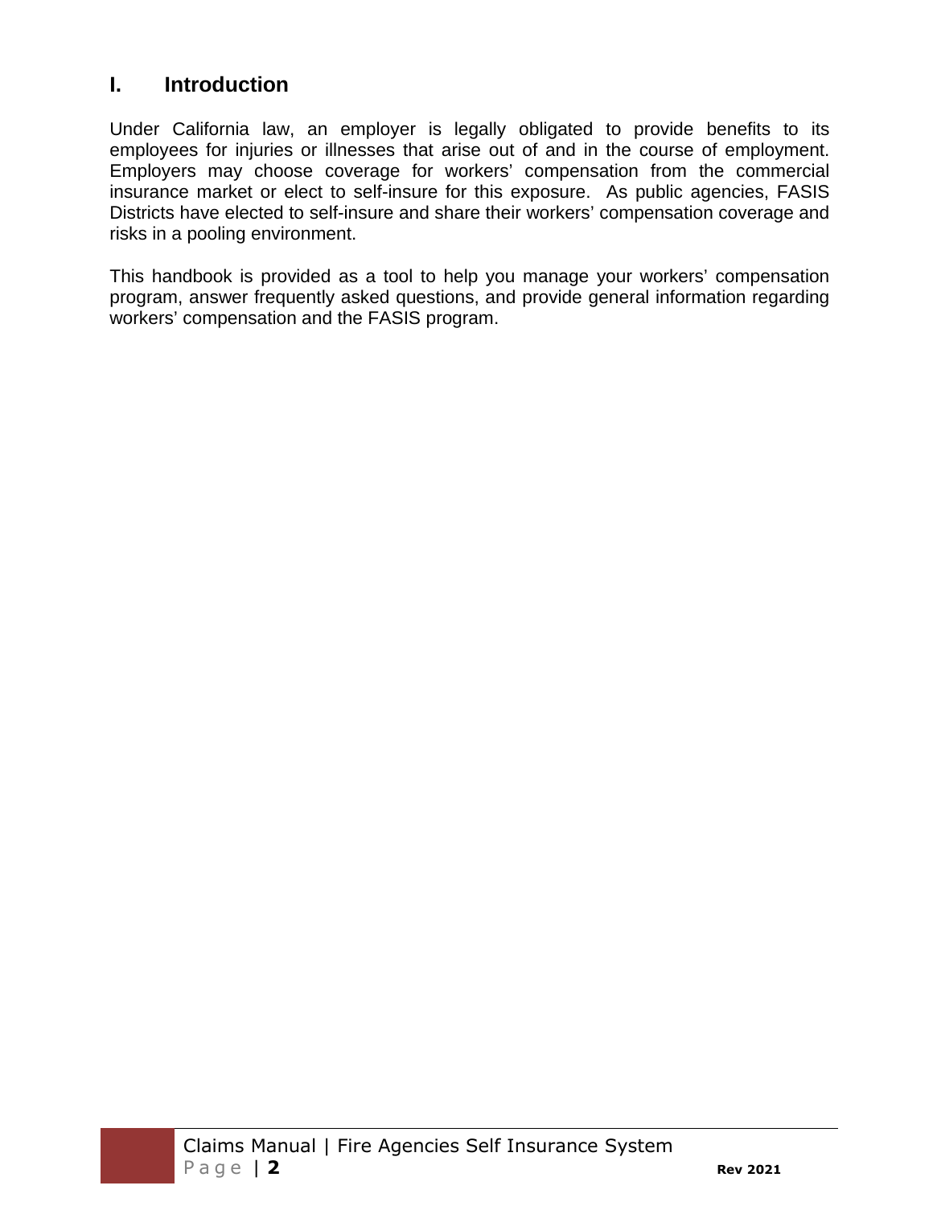## I. Introduction

Under California law, an employer is legally obligated to provide benefits to its employees for injuries or illnesses that arise out of and in the course of employment. Employers may choose coverage for workers' compensation from the commercial insurance market or elect to self-insure for this exposure. As public agencies, FASIS Districts have elected to self-insure and share their workers' compensation coverage and risks in a pooling environment.

This handbook is provided as a tool to help you manage your workers' compensation program, answer frequently asked questions, and provide general information regarding workers' compensation and the FASIS program.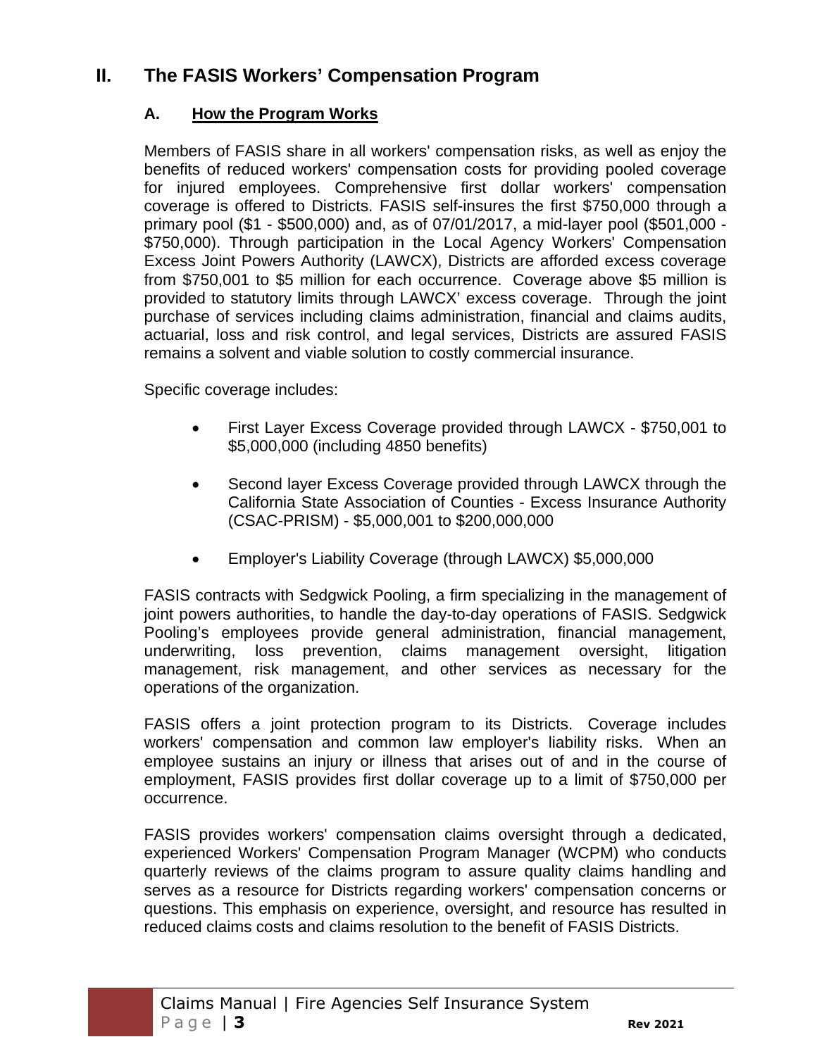## II. The FASIS Workers' Compensation Program

### A. How the Program Works

Members of FASIS share in all workers' compensation risks, as well as enjoy the benefits of reduced workers' compensation costs for providing pooled coverage for injured employees. Comprehensive first dollar workers' compensation coverage is offered to Districts. FASIS self-insures the first $750,000 through a primary pool ($1 - $500,000) and, as of 07/01/2017, a mid-layer pool ($501,000 - $750,000). Through participation in the Local Agency Workers' Compensation Excess Joint Powers Authority (LAWCX), Districts are afforded excess coverage from $750,001 to $5 million for each occurrence. Coverage above $5 million is provided to statutory limits through LAWCX' excess coverage. Through the joint purchase of services including claims administration, financial and claims audits, actuarial, loss and risk control, and legal services, Districts are assured FASIS remains a solvent and viable solution to costly commercial insurance.

Specific coverage includes:

- First Layer Excess Coverage provided through LAWCX - $750,001 to $5,000,000 (including 4850 benefits)
- Second layer Excess Coverage provided through LAWCX through the California State Association of Counties - Excess Insurance Authority (CSAC-PRISM) - $5,000,001 to $200,000,000
- Employer's Liability Coverage (through LAWCX) $5,000,000

FASIS contracts with Sedgwick Pooling, a firm specializing in the management of joint powers authorities, to handle the day-to-day operations of FASIS. Sedgwick Pooling's employees provide general administration, financial management, underwriting, loss prevention, claims management oversight, litigation management, risk management, and other services as necessary for the operations of the organization.

FASIS offers a joint protection program to its Districts. Coverage includes workers' compensation and common law employer's liability risks. When an employee sustains an injury or illness that arises out of and in the course of employment, FASIS provides first dollar coverage up to a limit of $750,000 per occurrence.

FASIS provides workers' compensation claims oversight through a dedicated, experienced Workers' Compensation Program Manager (WCPM) who conducts quarterly reviews of the claims program to assure quality claims handling and serves as a resource for Districts regarding workers' compensation concerns or questions. This emphasis on experience, oversight, and resource has resulted in reduced claims costs and claims resolution to the benefit of FASIS Districts.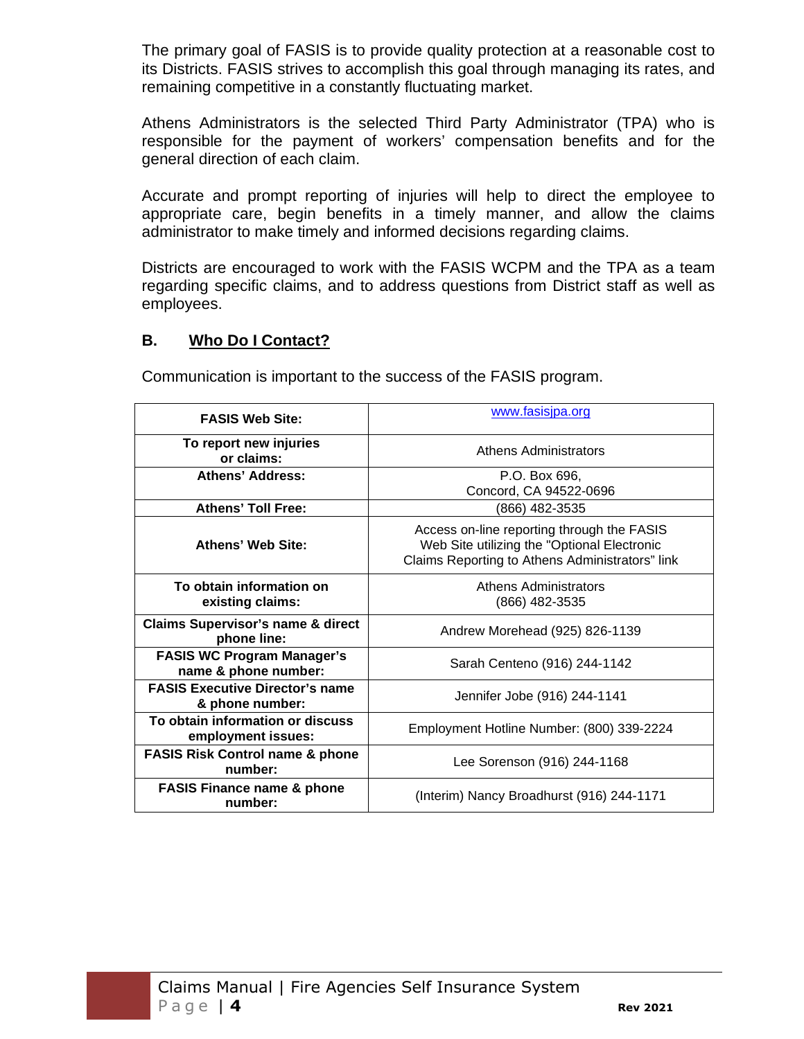The primary goal of FASIS is to provide quality protection at a reasonable cost to its Districts. FASIS strives to accomplish this goal through managing its rates, and remaining competitive in a constantly fluctuating market.

Athens Administrators is the selected Third Party Administrator (TPA) who is responsible for the payment of workers' compensation benefits and for the general direction of each claim.

Accurate and prompt reporting of injuries will help to direct the employee to appropriate care, begin benefits in a timely manner, and allow the claims administrator to make timely and informed decisions regarding claims.

Districts are encouraged to work with the FASIS WCPM and the TPA as a team regarding specific claims, and to address questions from District staff as well as employees.

## B. Who Do I Contact?

Communication is important to the success of the FASIS program.

| **FASIS Web Site:** | www.fasisjpa.org |
|---|---|
| **To report new injuries or claims:** | Athens Administrators |
| **Athens' Address:** | P.O. Box 696, Concord, CA 94522-0696 |
| **Athens' Toll Free:** | (866) 482-3535 |
| **Athens' Web Site:** | Access on-line reporting through the FASIS Web Site utilizing the "Optional Electronic Claims Reporting to Athens Administrators" link |
| **To obtain information on existing claims:** | Athens Administrators (866) 482-3535 |
| **Claims Supervisor's name & direct phone line:** | Andrew Morehead (925) 826-1139 |
| **FASIS WC Program Manager's name & phone number:** | Sarah Centeno (916) 244-1142 |
| **FASIS Executive Director's name & phone number:** | Jennifer Jobe (916) 244-1141 |
| **To obtain information or discuss employment issues:** | Employment Hotline Number: (800) 339-2224 |
| **FASIS Risk Control name & phone number:** | Lee Sorenson (916) 244-1168 |
| **FASIS Finance name & phone number:** | (Interim) Nancy Broadhurst (916) 244-1171 |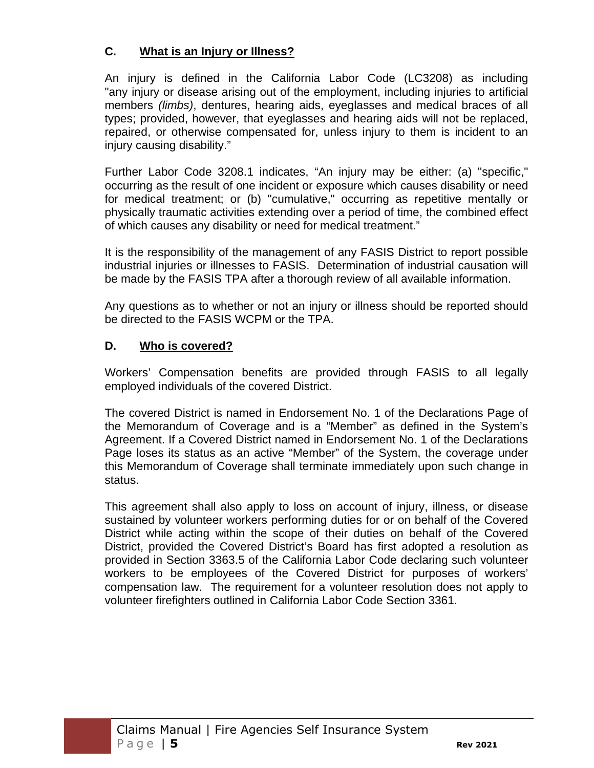### C. What is an Injury or Illness?

An injury is defined in the California Labor Code (LC3208) as including "any injury or disease arising out of the employment, including injuries to artificial members *(limbs)*, dentures, hearing aids, eyeglasses and medical braces of all types; provided, however, that eyeglasses and hearing aids will not be replaced, repaired, or otherwise compensated for, unless injury to them is incident to an injury causing disability."

Further Labor Code 3208.1 indicates, "An injury may be either: (a) "specific," occurring as the result of one incident or exposure which causes disability or need for medical treatment; or (b) "cumulative," occurring as repetitive mentally or physically traumatic activities extending over a period of time, the combined effect of which causes any disability or need for medical treatment."

It is the responsibility of the management of any FASIS District to report possible industrial injuries or illnesses to FASIS. Determination of industrial causation will be made by the FASIS TPA after a thorough review of all available information.

Any questions as to whether or not an injury or illness should be reported should be directed to the FASIS WCPM or the TPA.

### D. Who is covered?

Workers' Compensation benefits are provided through FASIS to all legally employed individuals of the covered District.

The covered District is named in Endorsement No. 1 of the Declarations Page of the Memorandum of Coverage and is a "Member" as defined in the System's Agreement. If a Covered District named in Endorsement No. 1 of the Declarations Page loses its status as an active "Member" of the System, the coverage under this Memorandum of Coverage shall terminate immediately upon such change in status.

This agreement shall also apply to loss on account of injury, illness, or disease sustained by volunteer workers performing duties for or on behalf of the Covered District while acting within the scope of their duties on behalf of the Covered District, provided the Covered District's Board has first adopted a resolution as provided in Section 3363.5 of the California Labor Code declaring such volunteer workers to be employees of the Covered District for purposes of workers' compensation law. The requirement for a volunteer resolution does not apply to volunteer firefighters outlined in California Labor Code Section 3361.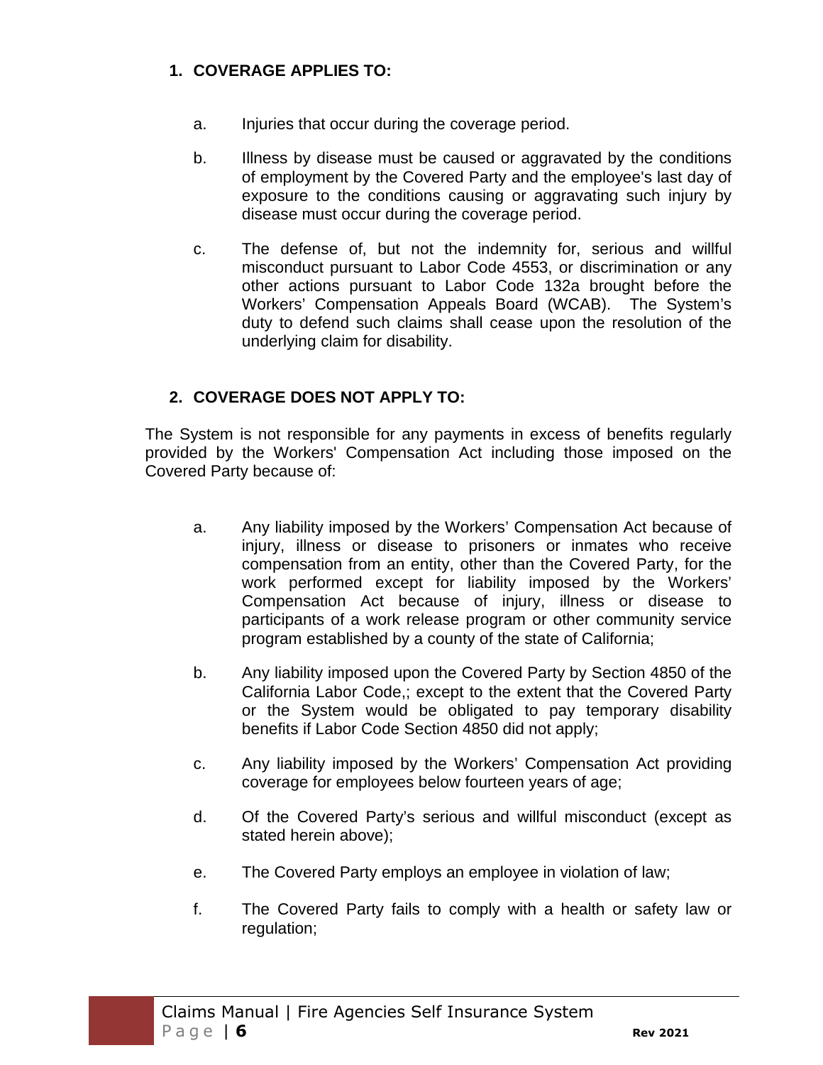## 1. COVERAGE APPLIES TO:

a. Injuries that occur during the coverage period.

b. Illness by disease must be caused or aggravated by the conditions of employment by the Covered Party and the employee's last day of exposure to the conditions causing or aggravating such injury by disease must occur during the coverage period.

c. The defense of, but not the indemnity for, serious and willful misconduct pursuant to Labor Code 4553, or discrimination or any other actions pursuant to Labor Code 132a brought before the Workers' Compensation Appeals Board (WCAB). The System's duty to defend such claims shall cease upon the resolution of the underlying claim for disability.

## 2. COVERAGE DOES NOT APPLY TO:

The System is not responsible for any payments in excess of benefits regularly provided by the Workers' Compensation Act including those imposed on the Covered Party because of:

a. Any liability imposed by the Workers' Compensation Act because of injury, illness or disease to prisoners or inmates who receive compensation from an entity, other than the Covered Party, for the work performed except for liability imposed by the Workers' Compensation Act because of injury, illness or disease to participants of a work release program or other community service program established by a county of the state of California;

b. Any liability imposed upon the Covered Party by Section 4850 of the California Labor Code,; except to the extent that the Covered Party or the System would be obligated to pay temporary disability benefits if Labor Code Section 4850 did not apply;

c. Any liability imposed by the Workers' Compensation Act providing coverage for employees below fourteen years of age;

d. Of the Covered Party's serious and willful misconduct (except as stated herein above);

e. The Covered Party employs an employee in violation of law;

f. The Covered Party fails to comply with a health or safety law or regulation;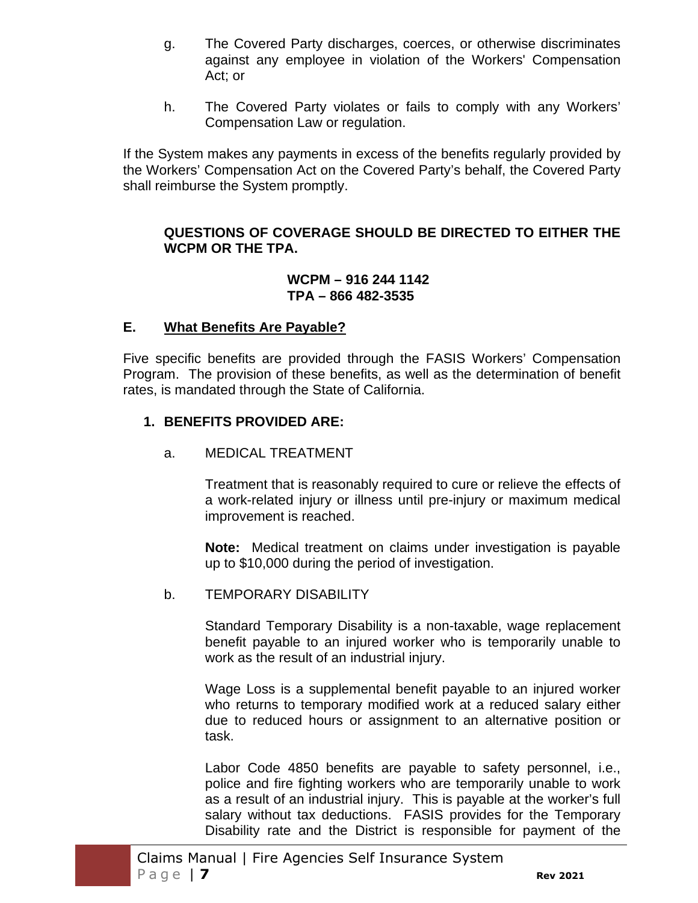g. The Covered Party discharges, coerces, or otherwise discriminates against any employee in violation of the Workers' Compensation Act; or

h. The Covered Party violates or fails to comply with any Workers' Compensation Law or regulation.

If the System makes any payments in excess of the benefits regularly provided by the Workers' Compensation Act on the Covered Party's behalf, the Covered Party shall reimburse the System promptly.

**QUESTIONS OF COVERAGE SHOULD BE DIRECTED TO EITHER THE WCPM OR THE TPA.**

**WCPM – 916 244 1142**
**TPA – 866 482-3535**

### E. What Benefits Are Payable?

Five specific benefits are provided through the FASIS Workers' Compensation Program. The provision of these benefits, as well as the determination of benefit rates, is mandated through the State of California.

**1. BENEFITS PROVIDED ARE:**

a. MEDICAL TREATMENT

Treatment that is reasonably required to cure or relieve the effects of a work-related injury or illness until pre-injury or maximum medical improvement is reached.

**Note:** Medical treatment on claims under investigation is payable up to $10,000 during the period of investigation.

b. TEMPORARY DISABILITY

Standard Temporary Disability is a non-taxable, wage replacement benefit payable to an injured worker who is temporarily unable to work as the result of an industrial injury.

Wage Loss is a supplemental benefit payable to an injured worker who returns to temporary modified work at a reduced salary either due to reduced hours or assignment to an alternative position or task.

Labor Code 4850 benefits are payable to safety personnel, i.e., police and fire fighting workers who are temporarily unable to work as a result of an industrial injury. This is payable at the worker's full salary without tax deductions. FASIS provides for the Temporary Disability rate and the District is responsible for payment of the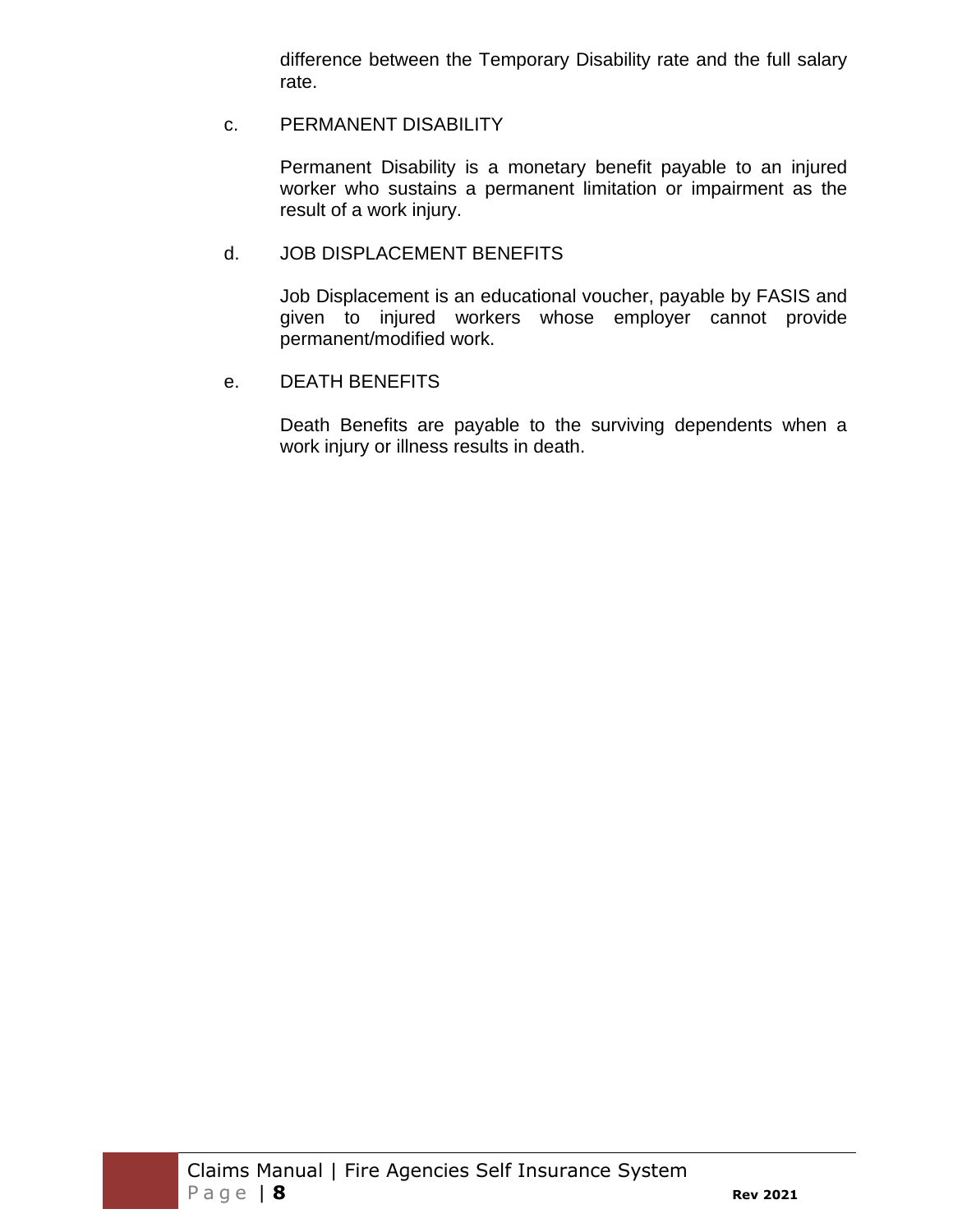difference between the Temporary Disability rate and the full salary rate.

c. PERMANENT DISABILITY

Permanent Disability is a monetary benefit payable to an injured worker who sustains a permanent limitation or impairment as the result of a work injury.

d. JOB DISPLACEMENT BENEFITS

Job Displacement is an educational voucher, payable by FASIS and given to injured workers whose employer cannot provide permanent/modified work.

e. DEATH BENEFITS

Death Benefits are payable to the surviving dependents when a work injury or illness results in death.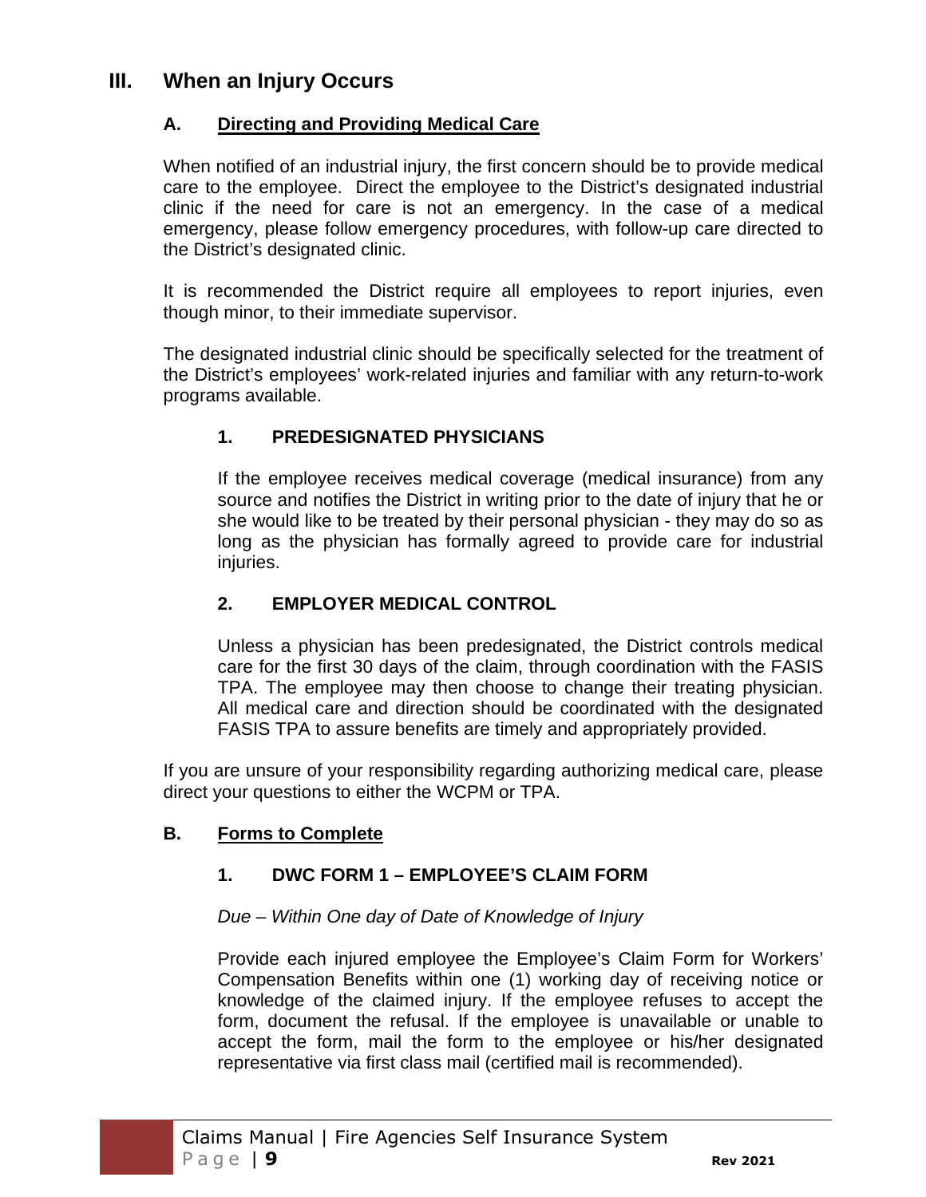# III. When an Injury Occurs

## A. Directing and Providing Medical Care

When notified of an industrial injury, the first concern should be to provide medical care to the employee. Direct the employee to the District's designated industrial clinic if the need for care is not an emergency. In the case of a medical emergency, please follow emergency procedures, with follow-up care directed to the District's designated clinic.

It is recommended the District require all employees to report injuries, even though minor, to their immediate supervisor.

The designated industrial clinic should be specifically selected for the treatment of the District's employees' work-related injuries and familiar with any return-to-work programs available.

### 1. PREDESIGNATED PHYSICIANS

If the employee receives medical coverage (medical insurance) from any source and notifies the District in writing prior to the date of injury that he or she would like to be treated by their personal physician - they may do so as long as the physician has formally agreed to provide care for industrial injuries.

### 2. EMPLOYER MEDICAL CONTROL

Unless a physician has been predesignated, the District controls medical care for the first 30 days of the claim, through coordination with the FASIS TPA. The employee may then choose to change their treating physician. All medical care and direction should be coordinated with the designated FASIS TPA to assure benefits are timely and appropriately provided.

If you are unsure of your responsibility regarding authorizing medical care, please direct your questions to either the WCPM or TPA.

## B. Forms to Complete

### 1. DWC FORM 1 – EMPLOYEE'S CLAIM FORM

*Due – Within One day of Date of Knowledge of Injury*

Provide each injured employee the Employee's Claim Form for Workers' Compensation Benefits within one (1) working day of receiving notice or knowledge of the claimed injury. If the employee refuses to accept the form, document the refusal. If the employee is unavailable or unable to accept the form, mail the form to the employee or his/her designated representative via first class mail (certified mail is recommended).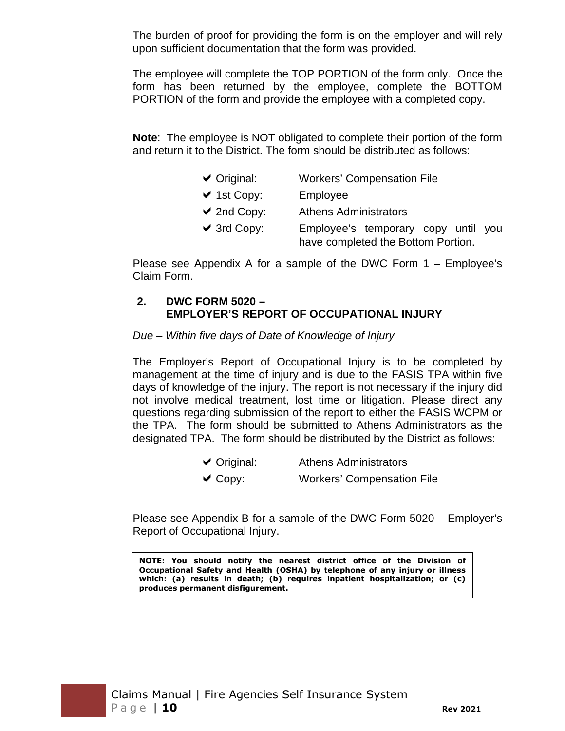The burden of proof for providing the form is on the employer and will rely upon sufficient documentation that the form was provided.

The employee will complete the TOP PORTION of the form only. Once the form has been returned by the employee, complete the BOTTOM PORTION of the form and provide the employee with a completed copy.

**Note**: The employee is NOT obligated to complete their portion of the form and return it to the District. The form should be distributed as follows:

- ✔ Original: Workers' Compensation File
- ✔ 1st Copy: Employee
- ✔ 2nd Copy: Athens Administrators
- ✔ 3rd Copy: Employee's temporary copy until you have completed the Bottom Portion.

Please see Appendix A for a sample of the DWC Form 1 – Employee's Claim Form.

### 2. DWC FORM 5020 – EMPLOYER'S REPORT OF OCCUPATIONAL INJURY

*Due – Within five days of Date of Knowledge of Injury*

The Employer's Report of Occupational Injury is to be completed by management at the time of injury and is due to the FASIS TPA within five days of knowledge of the injury. The report is not necessary if the injury did not involve medical treatment, lost time or litigation. Please direct any questions regarding submission of the report to either the FASIS WCPM or the TPA. The form should be submitted to Athens Administrators as the designated TPA. The form should be distributed by the District as follows:

- ✔ Original: Athens Administrators
- ✔ Copy: Workers' Compensation File

Please see Appendix B for a sample of the DWC Form 5020 – Employer's Report of Occupational Injury.

> **NOTE: You should notify the nearest district office of the Division of Occupational Safety and Health (OSHA) by telephone of any injury or illness which: (a) results in death; (b) requires inpatient hospitalization; or (c) produces permanent disfigurement.**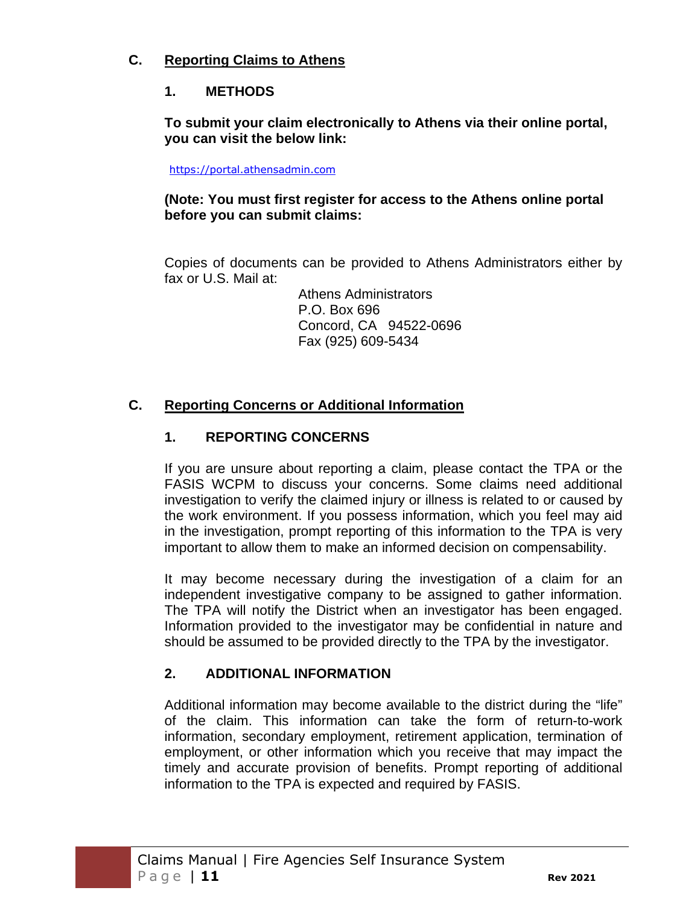## C. Reporting Claims to Athens

### 1. METHODS

**To submit your claim electronically to Athens via their online portal, you can visit the below link:**

https://portal.athensadmin.com

**(Note: You must first register for access to the Athens online portal before you can submit claims:**

Copies of documents can be provided to Athens Administrators either by fax or U.S. Mail at:

Athens Administrators
P.O. Box 696
Concord, CA 94522-0696
Fax (925) 609-5434

## C. Reporting Concerns or Additional Information

### 1. REPORTING CONCERNS

If you are unsure about reporting a claim, please contact the TPA or the FASIS WCPM to discuss your concerns. Some claims need additional investigation to verify the claimed injury or illness is related to or caused by the work environment. If you possess information, which you feel may aid in the investigation, prompt reporting of this information to the TPA is very important to allow them to make an informed decision on compensability.

It may become necessary during the investigation of a claim for an independent investigative company to be assigned to gather information. The TPA will notify the District when an investigator has been engaged. Information provided to the investigator may be confidential in nature and should be assumed to be provided directly to the TPA by the investigator.

### 2. ADDITIONAL INFORMATION

Additional information may become available to the district during the "life" of the claim. This information can take the form of return-to-work information, secondary employment, retirement application, termination of employment, or other information which you receive that may impact the timely and accurate provision of benefits. Prompt reporting of additional information to the TPA is expected and required by FASIS.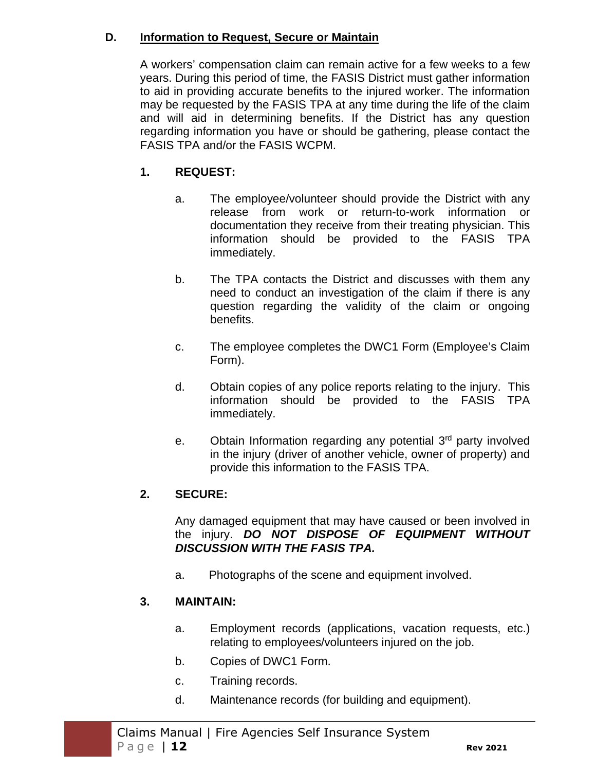### D. Information to Request, Secure or Maintain

A workers' compensation claim can remain active for a few weeks to a few years. During this period of time, the FASIS District must gather information to aid in providing accurate benefits to the injured worker. The information may be requested by the FASIS TPA at any time during the life of the claim and will aid in determining benefits. If the District has any question regarding information you have or should be gathering, please contact the FASIS TPA and/or the FASIS WCPM.

**1. REQUEST:**

a. The employee/volunteer should provide the District with any release from work or return-to-work information or documentation they receive from their treating physician. This information should be provided to the FASIS TPA immediately.

b. The TPA contacts the District and discusses with them any need to conduct an investigation of the claim if there is any question regarding the validity of the claim or ongoing benefits.

c. The employee completes the DWC1 Form (Employee's Claim Form).

d. Obtain copies of any police reports relating to the injury. This information should be provided to the FASIS TPA immediately.

e. Obtain Information regarding any potential 3rd party involved in the injury (driver of another vehicle, owner of property) and provide this information to the FASIS TPA.

**2. SECURE:**

Any damaged equipment that may have caused or been involved in the injury. ***DO NOT DISPOSE OF EQUIPMENT WITHOUT DISCUSSION WITH THE FASIS TPA.***

a. Photographs of the scene and equipment involved.

**3. MAINTAIN:**

a. Employment records (applications, vacation requests, etc.) relating to employees/volunteers injured on the job.

b. Copies of DWC1 Form.

c. Training records.

d. Maintenance records (for building and equipment).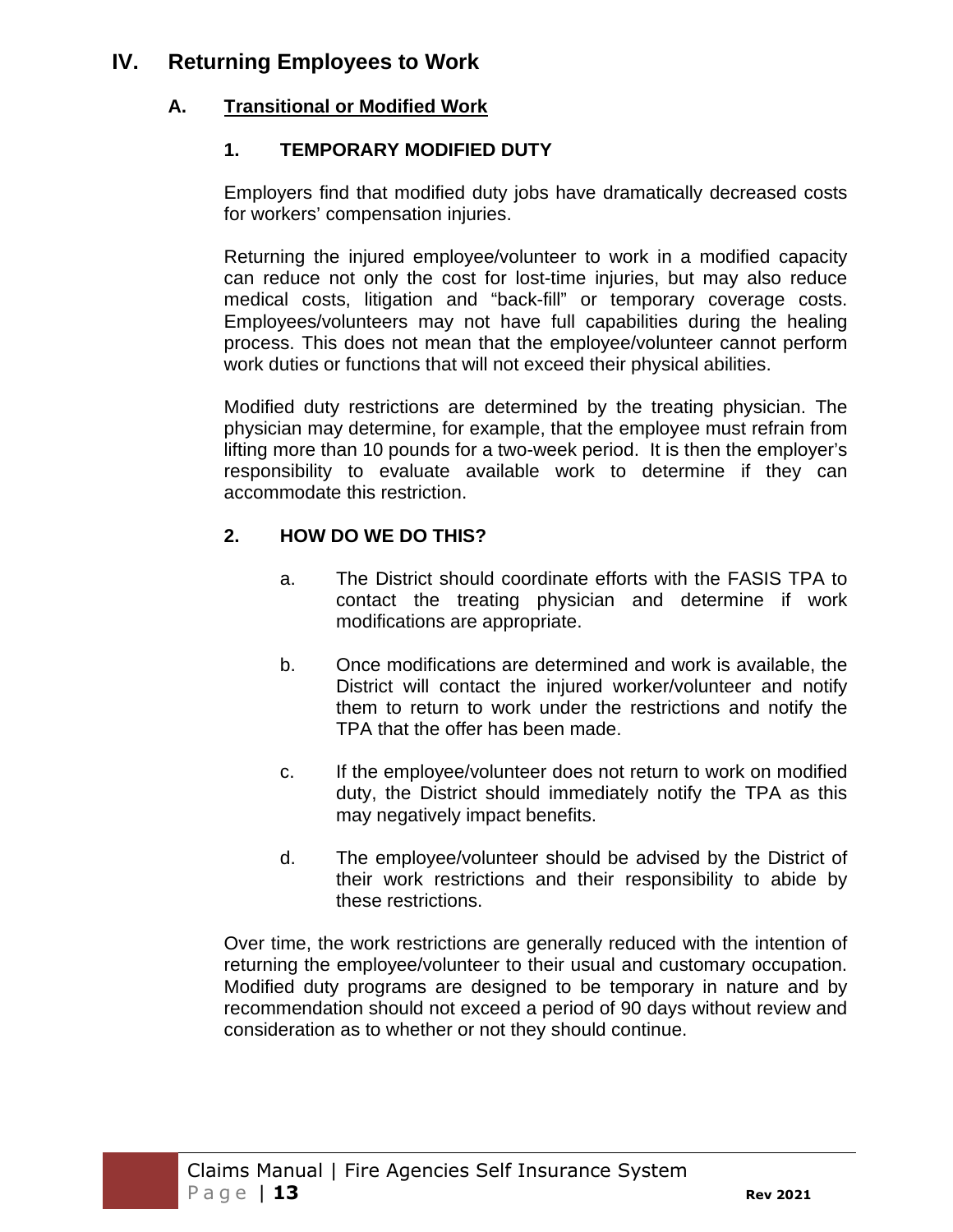# IV. Returning Employees to Work

## A. Transitional or Modified Work

### 1. TEMPORARY MODIFIED DUTY

Employers find that modified duty jobs have dramatically decreased costs for workers' compensation injuries.

Returning the injured employee/volunteer to work in a modified capacity can reduce not only the cost for lost-time injuries, but may also reduce medical costs, litigation and "back-fill" or temporary coverage costs. Employees/volunteers may not have full capabilities during the healing process. This does not mean that the employee/volunteer cannot perform work duties or functions that will not exceed their physical abilities.

Modified duty restrictions are determined by the treating physician. The physician may determine, for example, that the employee must refrain from lifting more than 10 pounds for a two-week period. It is then the employer's responsibility to evaluate available work to determine if they can accommodate this restriction.

### 2. HOW DO WE DO THIS?

a. The District should coordinate efforts with the FASIS TPA to contact the treating physician and determine if work modifications are appropriate.

b. Once modifications are determined and work is available, the District will contact the injured worker/volunteer and notify them to return to work under the restrictions and notify the TPA that the offer has been made.

c. If the employee/volunteer does not return to work on modified duty, the District should immediately notify the TPA as this may negatively impact benefits.

d. The employee/volunteer should be advised by the District of their work restrictions and their responsibility to abide by these restrictions.

Over time, the work restrictions are generally reduced with the intention of returning the employee/volunteer to their usual and customary occupation. Modified duty programs are designed to be temporary in nature and by recommendation should not exceed a period of 90 days without review and consideration as to whether or not they should continue.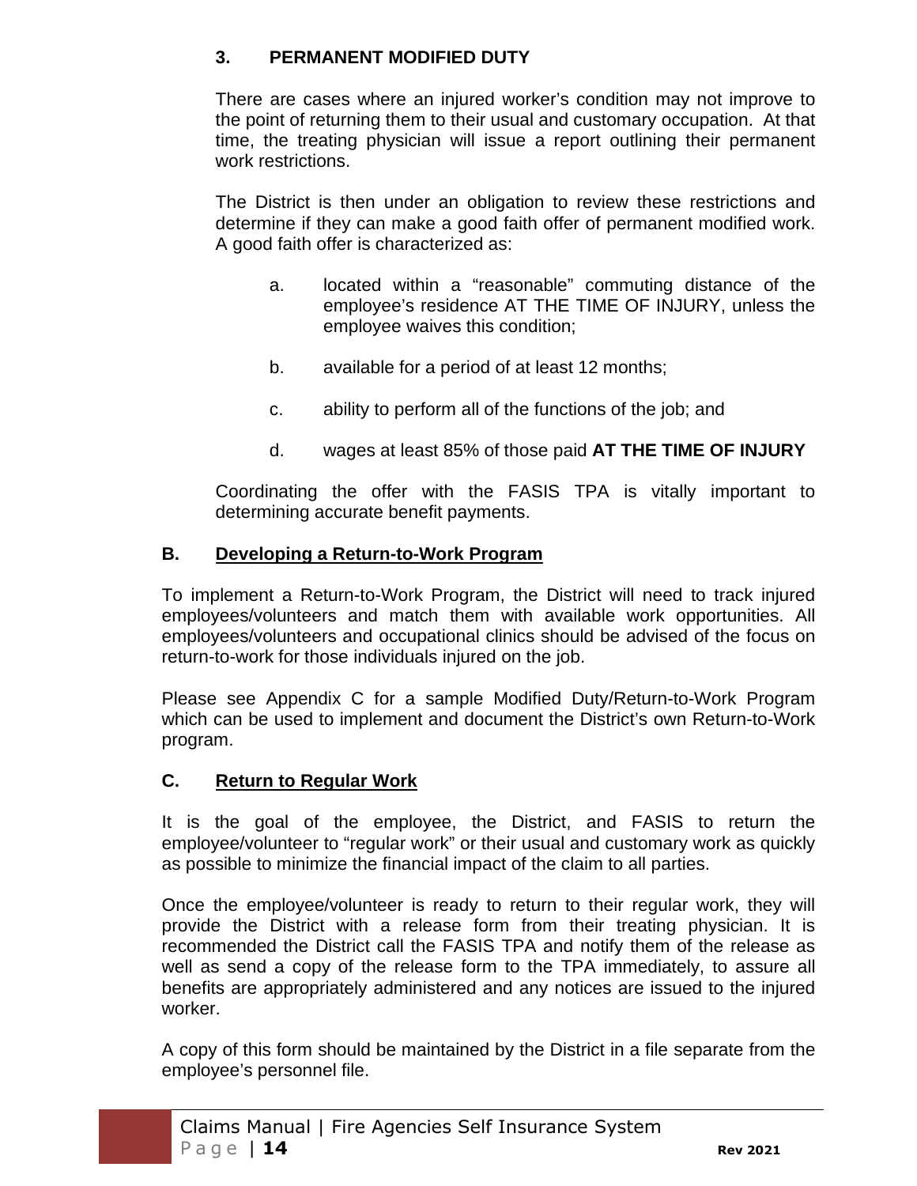### 3. PERMANENT MODIFIED DUTY

There are cases where an injured worker's condition may not improve to the point of returning them to their usual and customary occupation. At that time, the treating physician will issue a report outlining their permanent work restrictions.

The District is then under an obligation to review these restrictions and determine if they can make a good faith offer of permanent modified work. A good faith offer is characterized as:

a. located within a "reasonable" commuting distance of the employee's residence AT THE TIME OF INJURY, unless the employee waives this condition;

b. available for a period of at least 12 months;

c. ability to perform all of the functions of the job; and

d. wages at least 85% of those paid **AT THE TIME OF INJURY**

Coordinating the offer with the FASIS TPA is vitally important to determining accurate benefit payments.

## B. <u>Developing a Return-to-Work Program</u>

To implement a Return-to-Work Program, the District will need to track injured employees/volunteers and match them with available work opportunities. All employees/volunteers and occupational clinics should be advised of the focus on return-to-work for those individuals injured on the job.

Please see Appendix C for a sample Modified Duty/Return-to-Work Program which can be used to implement and document the District's own Return-to-Work program.

## C. <u>Return to Regular Work</u>

It is the goal of the employee, the District, and FASIS to return the employee/volunteer to "regular work" or their usual and customary work as quickly as possible to minimize the financial impact of the claim to all parties.

Once the employee/volunteer is ready to return to their regular work, they will provide the District with a release form from their treating physician. It is recommended the District call the FASIS TPA and notify them of the release as well as send a copy of the release form to the TPA immediately, to assure all benefits are appropriately administered and any notices are issued to the injured worker.

A copy of this form should be maintained by the District in a file separate from the employee's personnel file.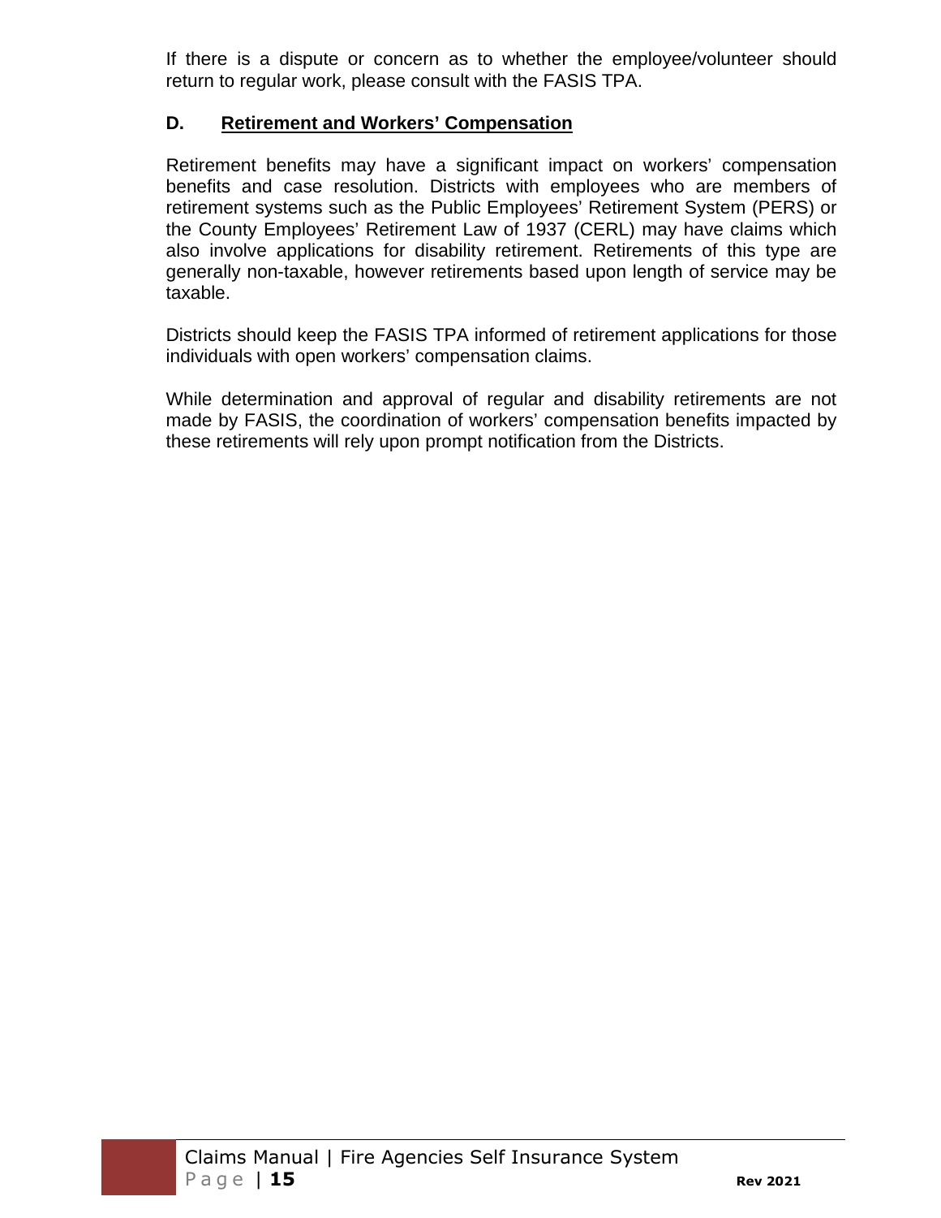If there is a dispute or concern as to whether the employee/volunteer should return to regular work, please consult with the FASIS TPA.

### D. Retirement and Workers' Compensation

Retirement benefits may have a significant impact on workers' compensation benefits and case resolution. Districts with employees who are members of retirement systems such as the Public Employees' Retirement System (PERS) or the County Employees' Retirement Law of 1937 (CERL) may have claims which also involve applications for disability retirement. Retirements of this type are generally non-taxable, however retirements based upon length of service may be taxable.

Districts should keep the FASIS TPA informed of retirement applications for those individuals with open workers' compensation claims.

While determination and approval of regular and disability retirements are not made by FASIS, the coordination of workers' compensation benefits impacted by these retirements will rely upon prompt notification from the Districts.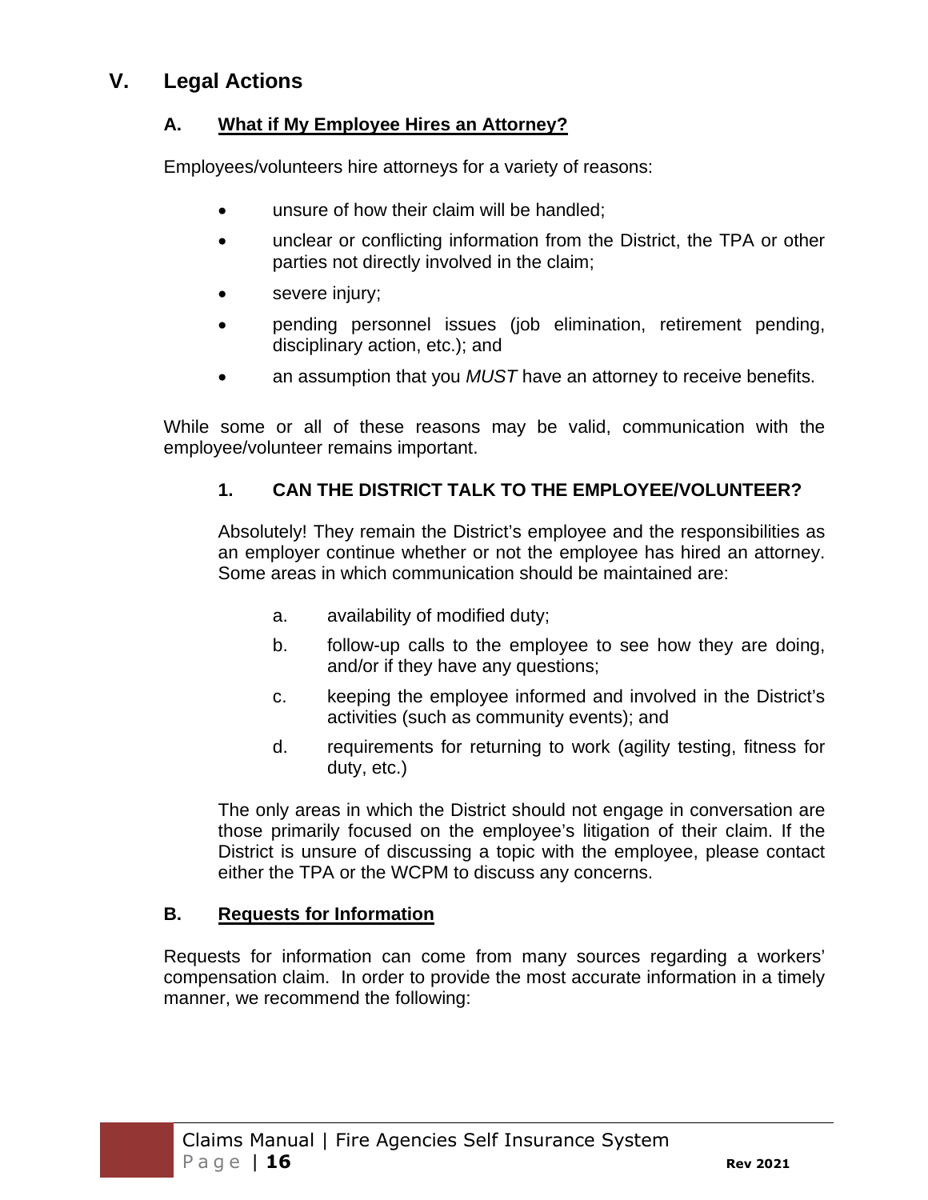# V. Legal Actions

## A. What if My Employee Hires an Attorney?

Employees/volunteers hire attorneys for a variety of reasons:

- unsure of how their claim will be handled;
- unclear or conflicting information from the District, the TPA or other parties not directly involved in the claim;
- severe injury;
- pending personnel issues (job elimination, retirement pending, disciplinary action, etc.); and
- an assumption that you *MUST* have an attorney to receive benefits.

While some or all of these reasons may be valid, communication with the employee/volunteer remains important.

### 1. CAN THE DISTRICT TALK TO THE EMPLOYEE/VOLUNTEER?

Absolutely! They remain the District's employee and the responsibilities as an employer continue whether or not the employee has hired an attorney. Some areas in which communication should be maintained are:

a. availability of modified duty;

b. follow-up calls to the employee to see how they are doing, and/or if they have any questions;

c. keeping the employee informed and involved in the District's activities (such as community events); and

d. requirements for returning to work (agility testing, fitness for duty, etc.)

The only areas in which the District should not engage in conversation are those primarily focused on the employee's litigation of their claim. If the District is unsure of discussing a topic with the employee, please contact either the TPA or the WCPM to discuss any concerns.

## B. Requests for Information

Requests for information can come from many sources regarding a workers' compensation claim. In order to provide the most accurate information in a timely manner, we recommend the following: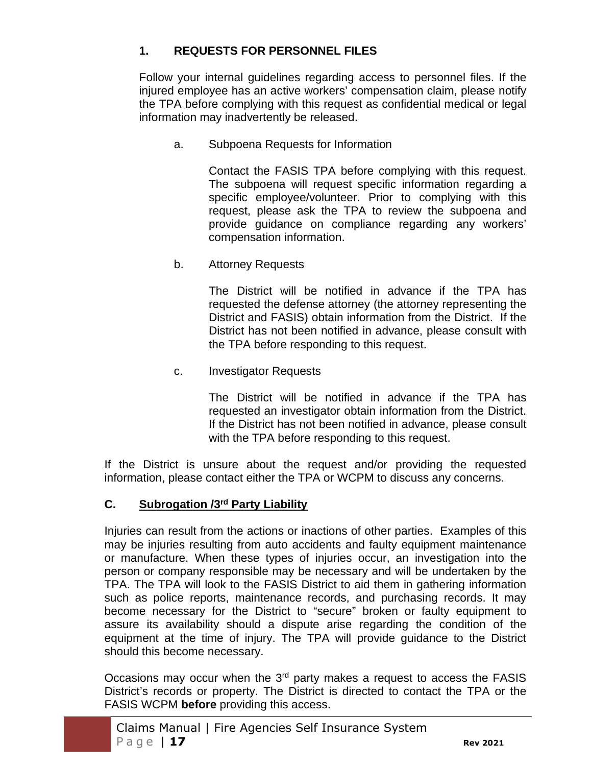### 1. REQUESTS FOR PERSONNEL FILES

Follow your internal guidelines regarding access to personnel files. If the injured employee has an active workers' compensation claim, please notify the TPA before complying with this request as confidential medical or legal information may inadvertently be released.

a. Subpoena Requests for Information

Contact the FASIS TPA before complying with this request. The subpoena will request specific information regarding a specific employee/volunteer. Prior to complying with this request, please ask the TPA to review the subpoena and provide guidance on compliance regarding any workers' compensation information.

b. Attorney Requests

The District will be notified in advance if the TPA has requested the defense attorney (the attorney representing the District and FASIS) obtain information from the District. If the District has not been notified in advance, please consult with the TPA before responding to this request.

c. Investigator Requests

The District will be notified in advance if the TPA has requested an investigator obtain information from the District. If the District has not been notified in advance, please consult with the TPA before responding to this request.

If the District is unsure about the request and/or providing the requested information, please contact either the TPA or WCPM to discuss any concerns.

## C. Subrogation /3rd Party Liability

Injuries can result from the actions or inactions of other parties. Examples of this may be injuries resulting from auto accidents and faulty equipment maintenance or manufacture. When these types of injuries occur, an investigation into the person or company responsible may be necessary and will be undertaken by the TPA. The TPA will look to the FASIS District to aid them in gathering information such as police reports, maintenance records, and purchasing records. It may become necessary for the District to "secure" broken or faulty equipment to assure its availability should a dispute arise regarding the condition of the equipment at the time of injury. The TPA will provide guidance to the District should this become necessary.

Occasions may occur when the 3rd party makes a request to access the FASIS District's records or property. The District is directed to contact the TPA or the FASIS WCPM **before** providing this access.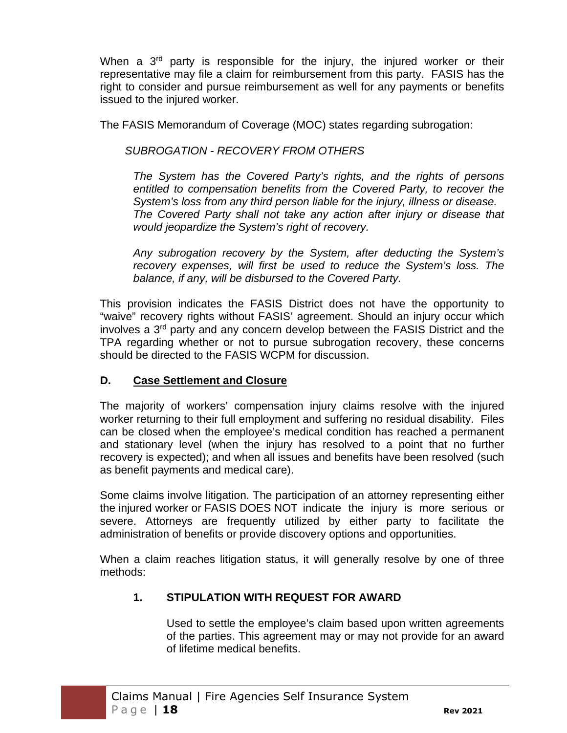When a 3rd party is responsible for the injury, the injured worker or their representative may file a claim for reimbursement from this party. FASIS has the right to consider and pursue reimbursement as well for any payments or benefits issued to the injured worker.

The FASIS Memorandum of Coverage (MOC) states regarding subrogation:

*SUBROGATION - RECOVERY FROM OTHERS*

> *The System has the Covered Party's rights, and the rights of persons entitled to compensation benefits from the Covered Party, to recover the System's loss from any third person liable for the injury, illness or disease. The Covered Party shall not take any action after injury or disease that would jeopardize the System's right of recovery.*
>
> *Any subrogation recovery by the System, after deducting the System's recovery expenses, will first be used to reduce the System's loss. The balance, if any, will be disbursed to the Covered Party.*

This provision indicates the FASIS District does not have the opportunity to "waive" recovery rights without FASIS' agreement. Should an injury occur which involves a 3rd party and any concern develop between the FASIS District and the TPA regarding whether or not to pursue subrogation recovery, these concerns should be directed to the FASIS WCPM for discussion.

### D. <u>Case Settlement and Closure</u>

The majority of workers' compensation injury claims resolve with the injured worker returning to their full employment and suffering no residual disability. Files can be closed when the employee's medical condition has reached a permanent and stationary level (when the injury has resolved to a point that no further recovery is expected); and when all issues and benefits have been resolved (such as benefit payments and medical care).

Some claims involve litigation. The participation of an attorney representing either the injured worker or FASIS DOES NOT indicate the injury is more serious or severe. Attorneys are frequently utilized by either party to facilitate the administration of benefits or provide discovery options and opportunities.

When a claim reaches litigation status, it will generally resolve by one of three methods:

#### 1. STIPULATION WITH REQUEST FOR AWARD

Used to settle the employee's claim based upon written agreements of the parties. This agreement may or may not provide for an award of lifetime medical benefits.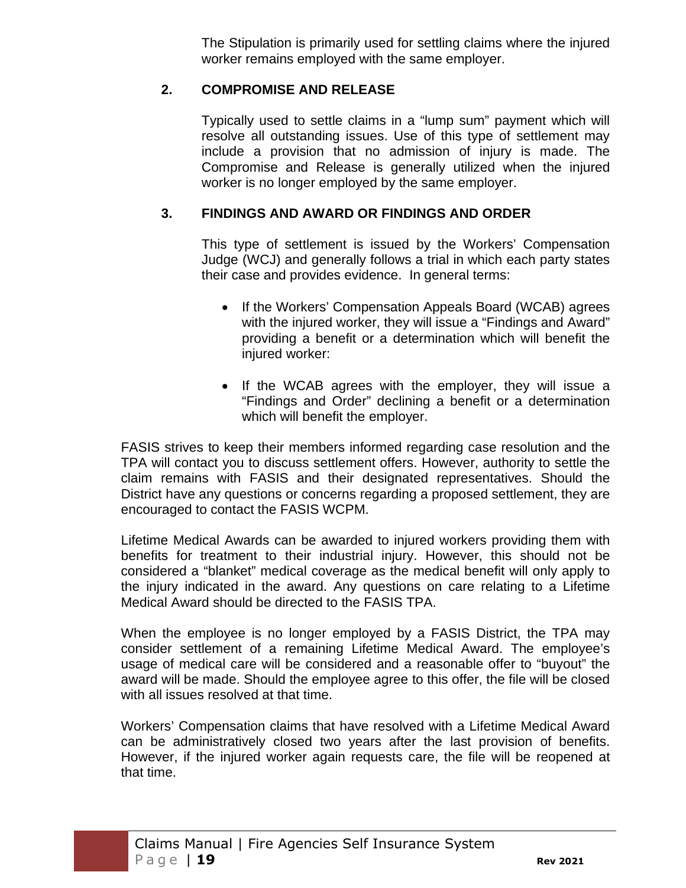The Stipulation is primarily used for settling claims where the injured worker remains employed with the same employer.

### 2. COMPROMISE AND RELEASE

Typically used to settle claims in a "lump sum" payment which will resolve all outstanding issues. Use of this type of settlement may include a provision that no admission of injury is made. The Compromise and Release is generally utilized when the injured worker is no longer employed by the same employer.

### 3. FINDINGS AND AWARD OR FINDINGS AND ORDER

This type of settlement is issued by the Workers' Compensation Judge (WCJ) and generally follows a trial in which each party states their case and provides evidence. In general terms:

- If the Workers' Compensation Appeals Board (WCAB) agrees with the injured worker, they will issue a "Findings and Award" providing a benefit or a determination which will benefit the injured worker:
- If the WCAB agrees with the employer, they will issue a "Findings and Order" declining a benefit or a determination which will benefit the employer.

FASIS strives to keep their members informed regarding case resolution and the TPA will contact you to discuss settlement offers. However, authority to settle the claim remains with FASIS and their designated representatives. Should the District have any questions or concerns regarding a proposed settlement, they are encouraged to contact the FASIS WCPM.

Lifetime Medical Awards can be awarded to injured workers providing them with benefits for treatment to their industrial injury. However, this should not be considered a "blanket" medical coverage as the medical benefit will only apply to the injury indicated in the award. Any questions on care relating to a Lifetime Medical Award should be directed to the FASIS TPA.

When the employee is no longer employed by a FASIS District, the TPA may consider settlement of a remaining Lifetime Medical Award. The employee's usage of medical care will be considered and a reasonable offer to "buyout" the award will be made. Should the employee agree to this offer, the file will be closed with all issues resolved at that time.

Workers' Compensation claims that have resolved with a Lifetime Medical Award can be administratively closed two years after the last provision of benefits. However, if the injured worker again requests care, the file will be reopened at that time.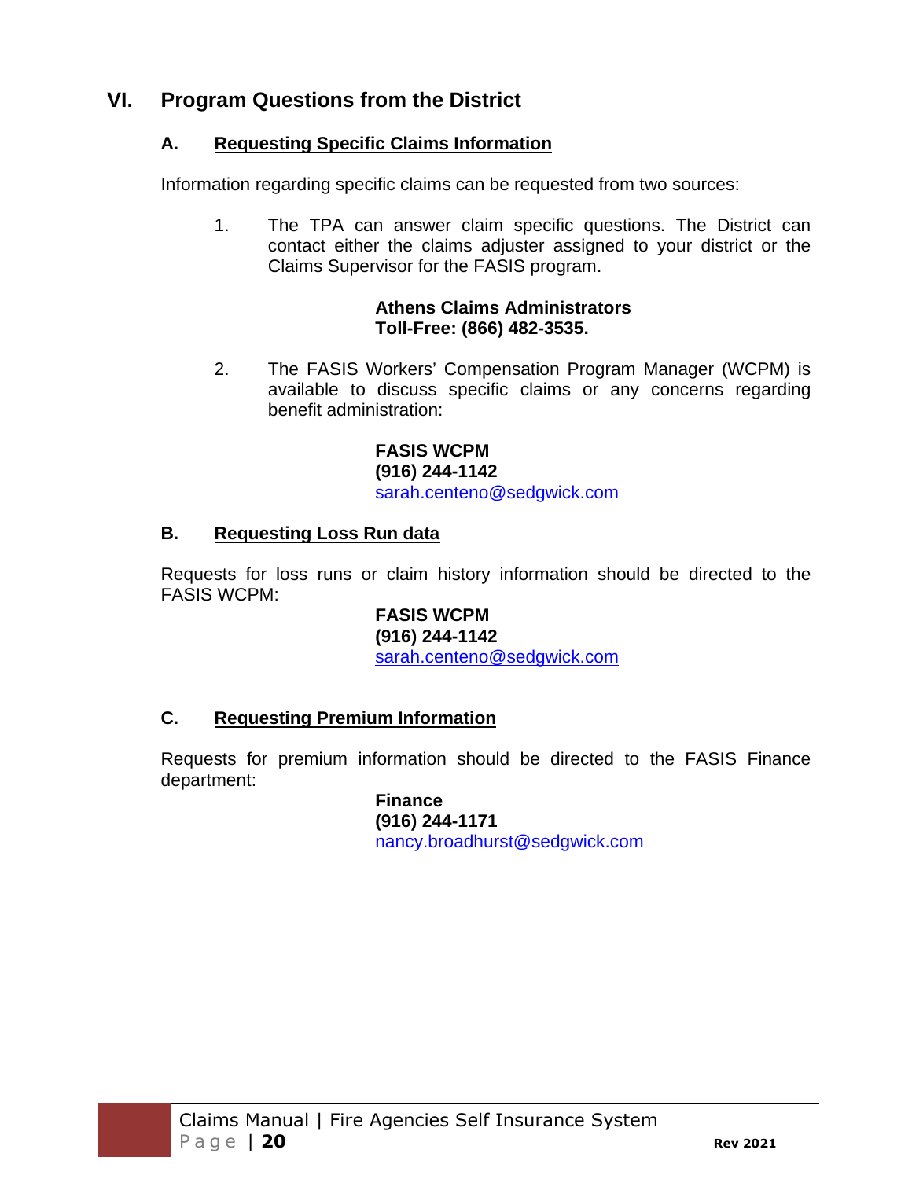## VI. Program Questions from the District

### A. Requesting Specific Claims Information

Information regarding specific claims can be requested from two sources:

1. The TPA can answer claim specific questions. The District can contact either the claims adjuster assigned to your district or the Claims Supervisor for the FASIS program.

   **Athens Claims Administrators**
   **Toll-Free: (866) 482-3535.**

2. The FASIS Workers' Compensation Program Manager (WCPM) is available to discuss specific claims or any concerns regarding benefit administration:

   **FASIS WCPM**
   **(916) 244-1142**
   sarah.centeno@sedgwick.com

### B. Requesting Loss Run data

Requests for loss runs or claim history information should be directed to the FASIS WCPM:

**FASIS WCPM**
**(916) 244-1142**
sarah.centeno@sedgwick.com

### C. Requesting Premium Information

Requests for premium information should be directed to the FASIS Finance department:

**Finance**
**(916) 244-1171**
nancy.broadhurst@sedgwick.com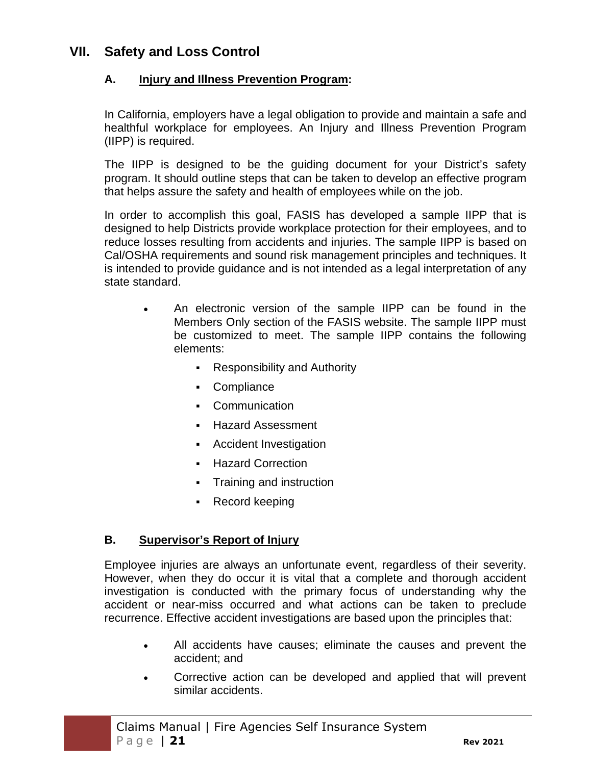# VII. Safety and Loss Control

## A. Injury and Illness Prevention Program:

In California, employers have a legal obligation to provide and maintain a safe and healthful workplace for employees. An Injury and Illness Prevention Program (IIPP) is required.

The IIPP is designed to be the guiding document for your District's safety program. It should outline steps that can be taken to develop an effective program that helps assure the safety and health of employees while on the job.

In order to accomplish this goal, FASIS has developed a sample IIPP that is designed to help Districts provide workplace protection for their employees, and to reduce losses resulting from accidents and injuries. The sample IIPP is based on Cal/OSHA requirements and sound risk management principles and techniques. It is intended to provide guidance and is not intended as a legal interpretation of any state standard.

- An electronic version of the sample IIPP can be found in the Members Only section of the FASIS website. The sample IIPP must be customized to meet. The sample IIPP contains the following elements:
  - Responsibility and Authority
  - Compliance
  - Communication
  - Hazard Assessment
  - Accident Investigation
  - Hazard Correction
  - Training and instruction
  - Record keeping

## B. Supervisor's Report of Injury

Employee injuries are always an unfortunate event, regardless of their severity. However, when they do occur it is vital that a complete and thorough accident investigation is conducted with the primary focus of understanding why the accident or near-miss occurred and what actions can be taken to preclude recurrence. Effective accident investigations are based upon the principles that:

- All accidents have causes; eliminate the causes and prevent the accident; and
- Corrective action can be developed and applied that will prevent similar accidents.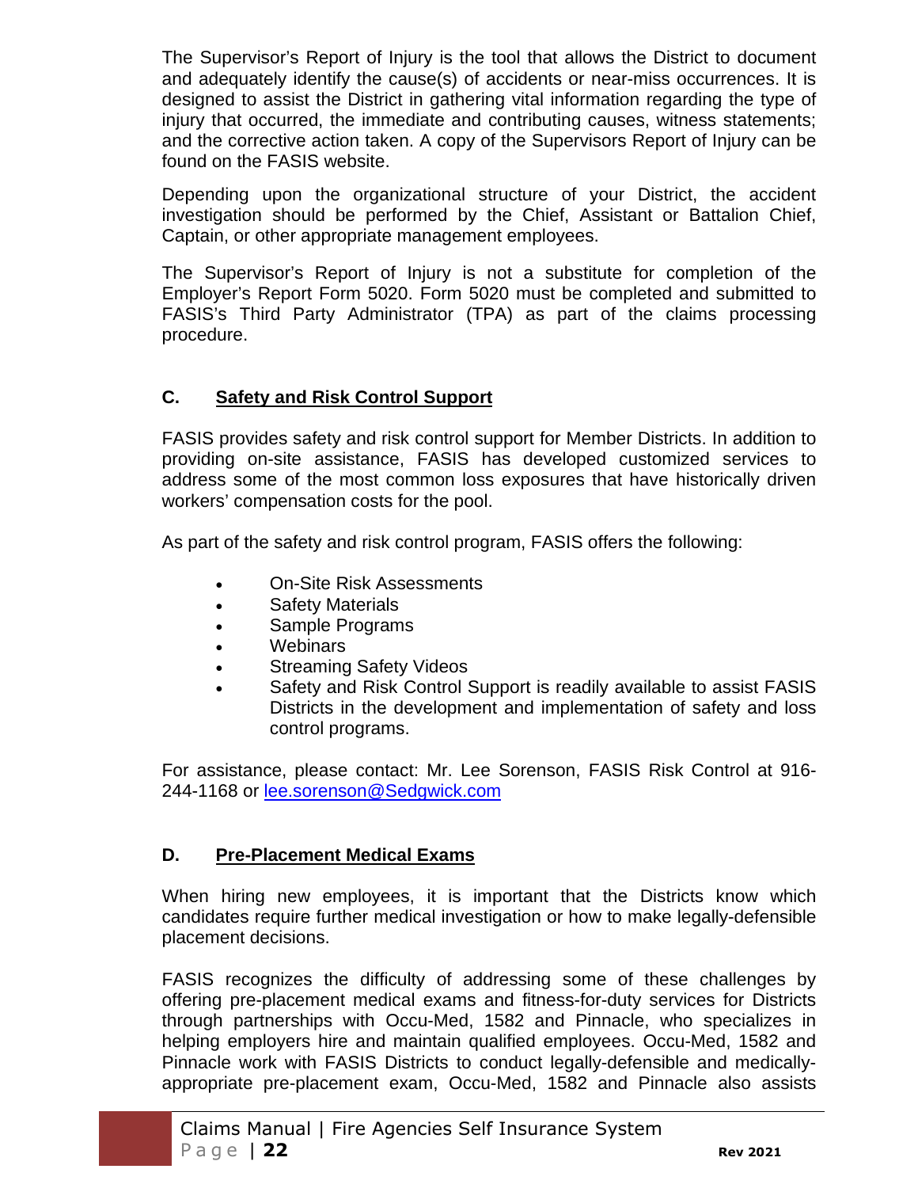The Supervisor's Report of Injury is the tool that allows the District to document and adequately identify the cause(s) of accidents or near-miss occurrences. It is designed to assist the District in gathering vital information regarding the type of injury that occurred, the immediate and contributing causes, witness statements; and the corrective action taken. A copy of the Supervisors Report of Injury can be found on the FASIS website.

Depending upon the organizational structure of your District, the accident investigation should be performed by the Chief, Assistant or Battalion Chief, Captain, or other appropriate management employees.

The Supervisor's Report of Injury is not a substitute for completion of the Employer's Report Form 5020. Form 5020 must be completed and submitted to FASIS's Third Party Administrator (TPA) as part of the claims processing procedure.

## C. Safety and Risk Control Support

FASIS provides safety and risk control support for Member Districts. In addition to providing on-site assistance, FASIS has developed customized services to address some of the most common loss exposures that have historically driven workers' compensation costs for the pool.

As part of the safety and risk control program, FASIS offers the following:

- On-Site Risk Assessments
- Safety Materials
- Sample Programs
- Webinars
- Streaming Safety Videos
- Safety and Risk Control Support is readily available to assist FASIS Districts in the development and implementation of safety and loss control programs.

For assistance, please contact: Mr. Lee Sorenson, FASIS Risk Control at 916-244-1168 or lee.sorenson@Sedgwick.com

## D. Pre-Placement Medical Exams

When hiring new employees, it is important that the Districts know which candidates require further medical investigation or how to make legally-defensible placement decisions.

FASIS recognizes the difficulty of addressing some of these challenges by offering pre-placement medical exams and fitness-for-duty services for Districts through partnerships with Occu-Med, 1582 and Pinnacle, who specializes in helping employers hire and maintain qualified employees. Occu-Med, 1582 and Pinnacle work with FASIS Districts to conduct legally-defensible and medically-appropriate pre-placement exam, Occu-Med, 1582 and Pinnacle also assists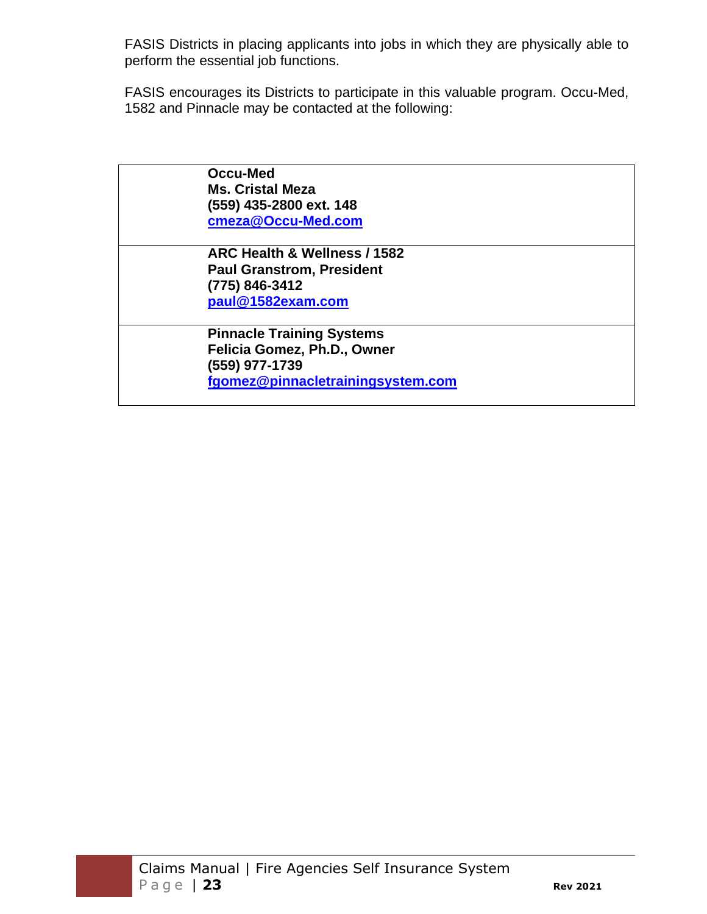FASIS Districts in placing applicants into jobs in which they are physically able to perform the essential job functions.

FASIS encourages its Districts to participate in this valuable program. Occu-Med, 1582 and Pinnacle may be contacted at the following:

| |
|---|
| **Occu-Med**<br>**Ms. Cristal Meza**<br>**(559) 435-2800 ext. 148**<br>**cmeza@Occu-Med.com** |
| **ARC Health & Wellness / 1582**<br>**Paul Granstrom, President**<br>**(775) 846-3412**<br>**paul@1582exam.com** |
| **Pinnacle Training Systems**<br>**Felicia Gomez, Ph.D., Owner**<br>**(559) 977-1739**<br>**fgomez@pinnacletrainingsystem.com** |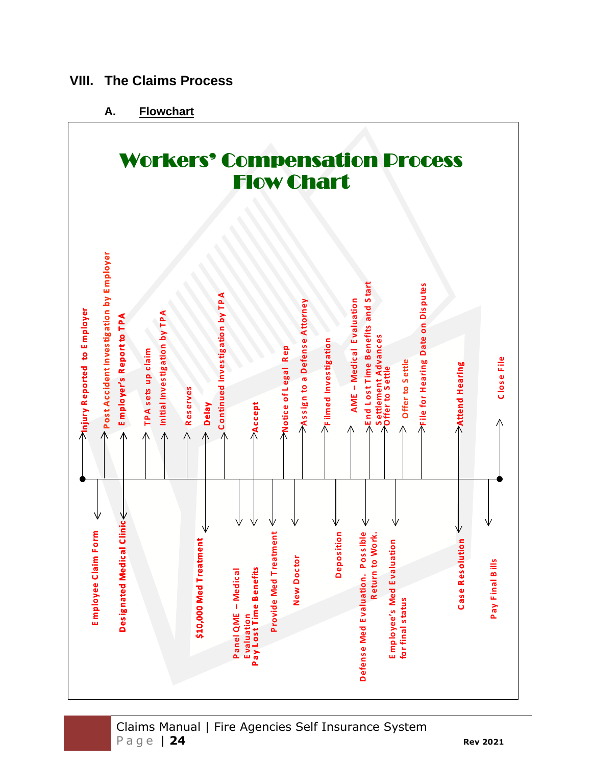## VIII. The Claims Process

### A. Flowchart

**Workers' Compensation Process Flow Chart**

Above the timeline (left to right):

- Injury Reported to Employer
- Post Accident Investigation by Employer
- Employer's Report to TPA
- TPA sets up claim
- Initial Investigation by TPA
- Reserves
- Delay
- Continued Investigation by TPA
- Accept
- Notice of Legal Rep
- Assign to a Defense Attorney
- Filmed Investigation
- AME – Medical Evaluation
- End Lost Time Benefits and Start Settlement Advances
- Offer to Settle
- Offer to Settle
- File for Hearing Date on Disputes
- Attend Hearing
- Close File

Below the timeline (left to right):

- Employee Claim Form
- Designated Medical Clinic
- $10,000 Med Treatment
- Panel QME – Medical Evaluation
- Pay Lost Time Benefits
- Provide Med Treatment
- New Doctor
- Deposition
- Defense Med Evaluation. Possible Return to Work.
- Employee's Med Evaluation for final status
- Case Resolution
- Pay Final Bills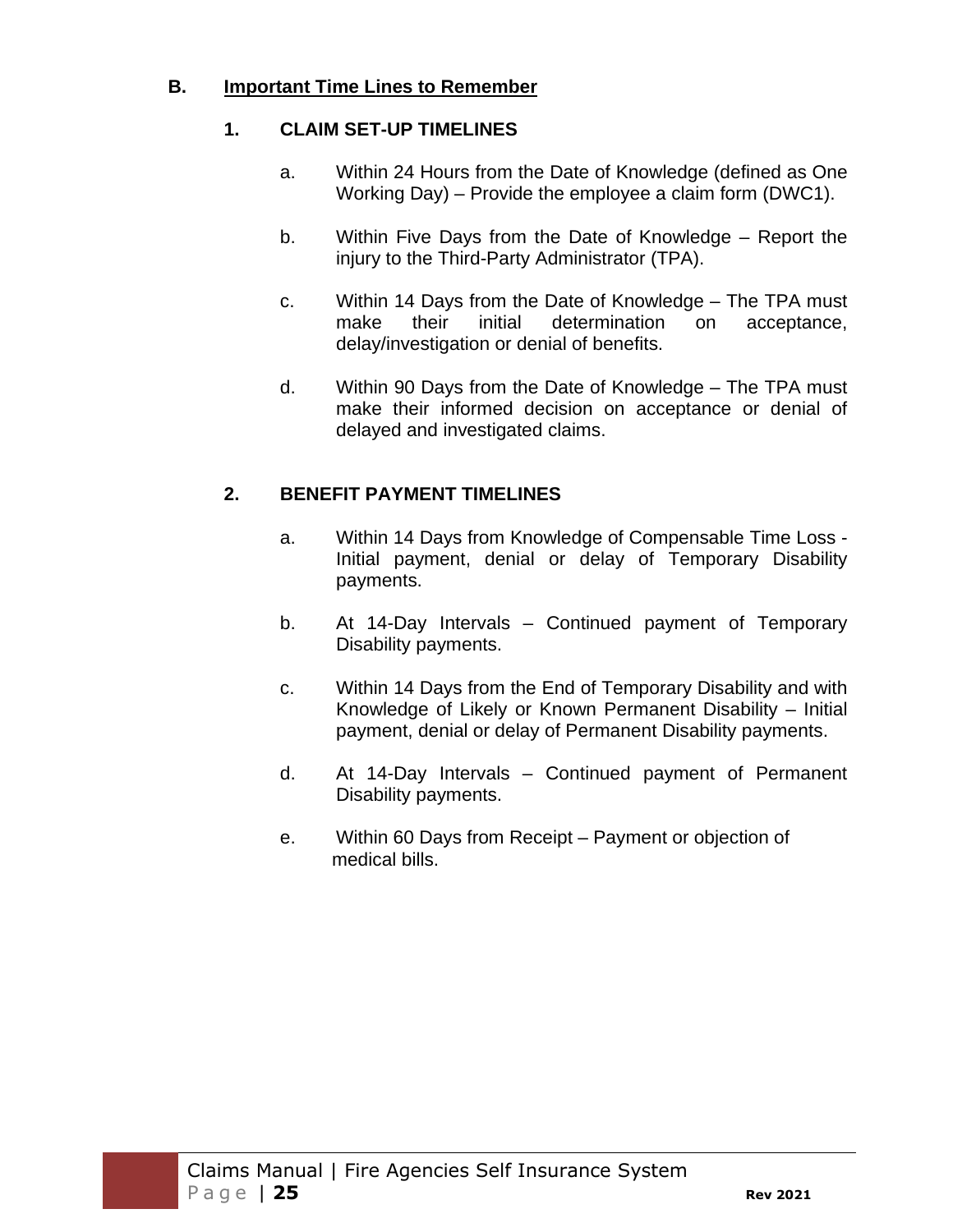## B. Important Time Lines to Remember

### 1. CLAIM SET-UP TIMELINES

a. Within 24 Hours from the Date of Knowledge (defined as One Working Day) – Provide the employee a claim form (DWC1).

b. Within Five Days from the Date of Knowledge – Report the injury to the Third-Party Administrator (TPA).

c. Within 14 Days from the Date of Knowledge – The TPA must make their initial determination on acceptance, delay/investigation or denial of benefits.

d. Within 90 Days from the Date of Knowledge – The TPA must make their informed decision on acceptance or denial of delayed and investigated claims.

### 2. BENEFIT PAYMENT TIMELINES

a. Within 14 Days from Knowledge of Compensable Time Loss - Initial payment, denial or delay of Temporary Disability payments.

b. At 14-Day Intervals – Continued payment of Temporary Disability payments.

c. Within 14 Days from the End of Temporary Disability and with Knowledge of Likely or Known Permanent Disability – Initial payment, denial or delay of Permanent Disability payments.

d. At 14-Day Intervals – Continued payment of Permanent Disability payments.

e. Within 60 Days from Receipt – Payment or objection of medical bills.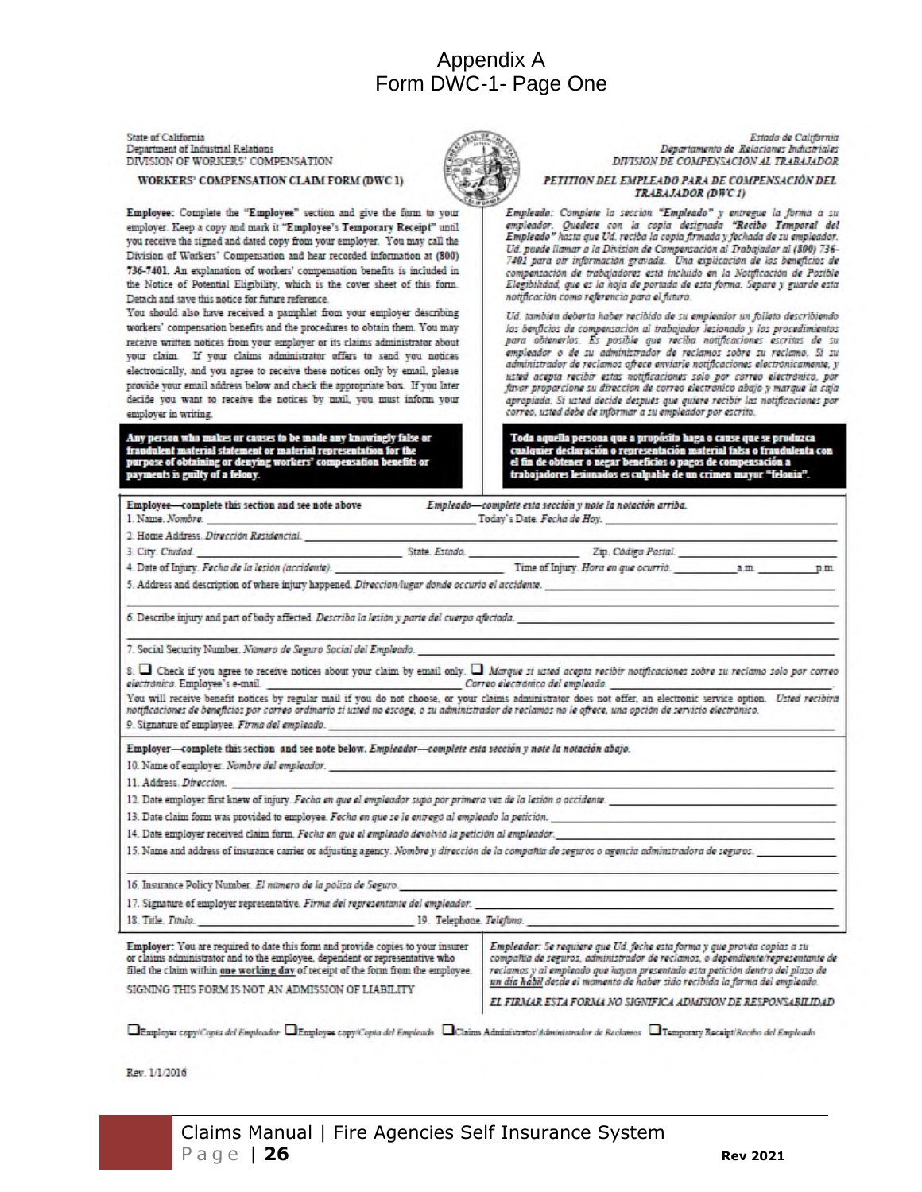# Appendix A
# Form DWC-1- Page One

State of California
Department of Industrial Relations
DIVISION OF WORKERS' COMPENSATION

**WORKERS' COMPENSATION CLAIM FORM (DWC 1)**

*Estado de California*
*Departamento de Relaciones Industriales*
*DIVISION DE COMPENSACIÓN AL TRABAJADOR*

***PETITION DEL EMPLEADO PARA DE COMPENSACIÓN DEL TRABAJADOR (DWC 1)***

**Employee:** Complete the **"Employee"** section and give the form to your employer. Keep a copy and mark it **"Employee's Temporary Receipt"** until you receive the signed and dated copy from your employer. You may call the Division of Workers' Compensation and hear recorded information at **(800) 736-7401**. An explanation of workers' compensation benefits is included in the Notice of Potential Eligibility, which is the cover sheet of this form. Detach and save this notice for future reference.

You should also have received a pamphlet from your employer describing workers' compensation benefits and the procedures to obtain them. You may receive written notices from your employer or its claims administrator about your claim. If your claims administrator offers to send you notices electronically, and you agree to receive these notices only by email, please provide your email address below and check the appropriate box. If you later decide you want to receive the notices by mail, you must inform your employer in writing.

**Any person who makes or causes to be made any knowingly false or fraudulent material statement or material representation for the purpose of obtaining or denying workers' compensation benefits or payments is guilty of a felony.**

***Empleado:*** *Complete la sección* ***"Empleado"*** *y entregue la forma a su empleador. Quédese con la copia designada* ***"Recibo Temporal del Empleado"*** *hasta que Ud. reciba la copia firmada y fechada de su empleador. Ud. puede llamar a la Division de Compensación al Trabajador al* ***(800) 736-7401*** *para oir información gravada. Una explicacion de los beneficios de compensacion de trabajadores esta incluido en la Notificacion de Posible Elegibilidad, que es la hoja de portada de esta forma. Separe y guarde esta notificación como referencia para el futuro.*

*Ud. también debería haber recibido de su empleador un folleto describiendo los benficios de compensación al trabajador lesionado y los procedimientos para obtenerlos. Es posible que reciba notificaciones escritas de su empleador o de su administrador de reclamos sobre su reclamo. Si su administrador de reclamos ofrece enviarle notificaciones electronicamente, y usted acepta recibir estas notificaciones solo por correo electrónico, por favor proporcione su dirección de correo electrónico abajo y marque la caja apropiada. Si usted decide después que quiere recibir las notificaciones por correo, usted debe de informar a su empleador por escrito.*

**Toda aquella persona que a propósito haga o cause que se produzca cualquier declaración o representación material falsa o fraudulenta con el fin de obtener o negar beneficios o pagos de compensación a trabajadores lesionados es culpable de un crimen mayor "felonia".**

**Employee—complete this section and see note above** ***Empleado—complete esta sección y note la notación arriba.***

1. Name. *Nombre.* ______ Today's Date. *Fecha de Hoy.* ______
2. Home Address. *Dirección Residencial.* ______
3. City. *Ciudad.* ______ State. *Estado.* ______ Zip. *Código Postal.* ______
4. Date of Injury. *Fecha de la lesión (accidente).* ______ Time of Injury. *Hora en que ocurrió.* ______ a.m. ______ p.m.
5. Address and description of where injury happened. *Dirección/lugar dónde occurió el accidente.* ______
6. Describe injury and part of body affected. *Describa la lesión y parte del cuerpo afectada.* ______
7. Social Security Number. *Número de Seguro Social del Empleado.* ______
8. ☐ Check if you agree to receive notices about your claim by email only. ☐ *Marque si usted acepta recibir notificaciones sobre su reclamo solo por correo electrónico.* Employee's e-mail. ______ *Correo electrónico del empleado.* ______

You will receive benefit notices by regular mail if you do not choose, or your claims administrator does not offer, an electronic service option. *Usted recibirá notificaciones de beneficios por correo ordinario si usted no escoge, o su administrador de reclamos no le ofrece, una opción de servicio electrónico.*

9. Signature of employee. *Firma del empleado.* ______

**Employer—complete this section and see note below.** ***Empleador—complete esta sección y note la notación abajo.***

10. Name of employer. *Nombre del empleador.* ______
11. Address. *Dirección.* ______
12. Date employer first knew of injury. *Fecha en que el empleador supo por primera vez de la lesión o accidente.* ______
13. Date claim form was provided to employee. *Fecha en que se le entregó al empleado la petición.* ______
14. Date employer received claim form. *Fecha en que el empleado devolvió la petición al empleador.* ______
15. Name and address of insurance carrier or adjusting agency. *Nombre y dirección de la compañía de seguros o agencia adminstradora de seguros.* ______
16. Insurance Policy Number. *El número de la póliza de Seguro.* ______
17. Signature of employer representative. *Firma del representante del empleador.* ______
18. Title. *Título.* ______ 19. Telephone. *Teléfono.* ______

**Employer:** You are required to date this form and provide copies to your insurer or claims administrator and to the employee, dependent or representative who filed the claim within **one working day** of receipt of the form from the employee.

SIGNING THIS FORM IS NOT AN ADMISSION OF LIABILITY

***Empleador:*** *Se requiere que Ud. feche esta forma y que provéa copias a su compañía de seguros, administrador de reclamos, o dependiente/representante de reclamos y al empleado que hayan presentado esta petición dentro del plazo de* ***un día hábil*** *desde el momento de haber sido recibida la forma del empleado.*

*EL FIRMAR ESTA FORMA NO SIGNIFICA ADMISION DE RESPONSABILIDAD*

☐Employer copy/*Copia del Empleador* ☐Employee copy/*Copia del Empleado* ☐Claims Administrator/*Administrador de Reclamos* ☐Temporary Receipt/*Recibo del Empleado*

Rev. 1/1/2016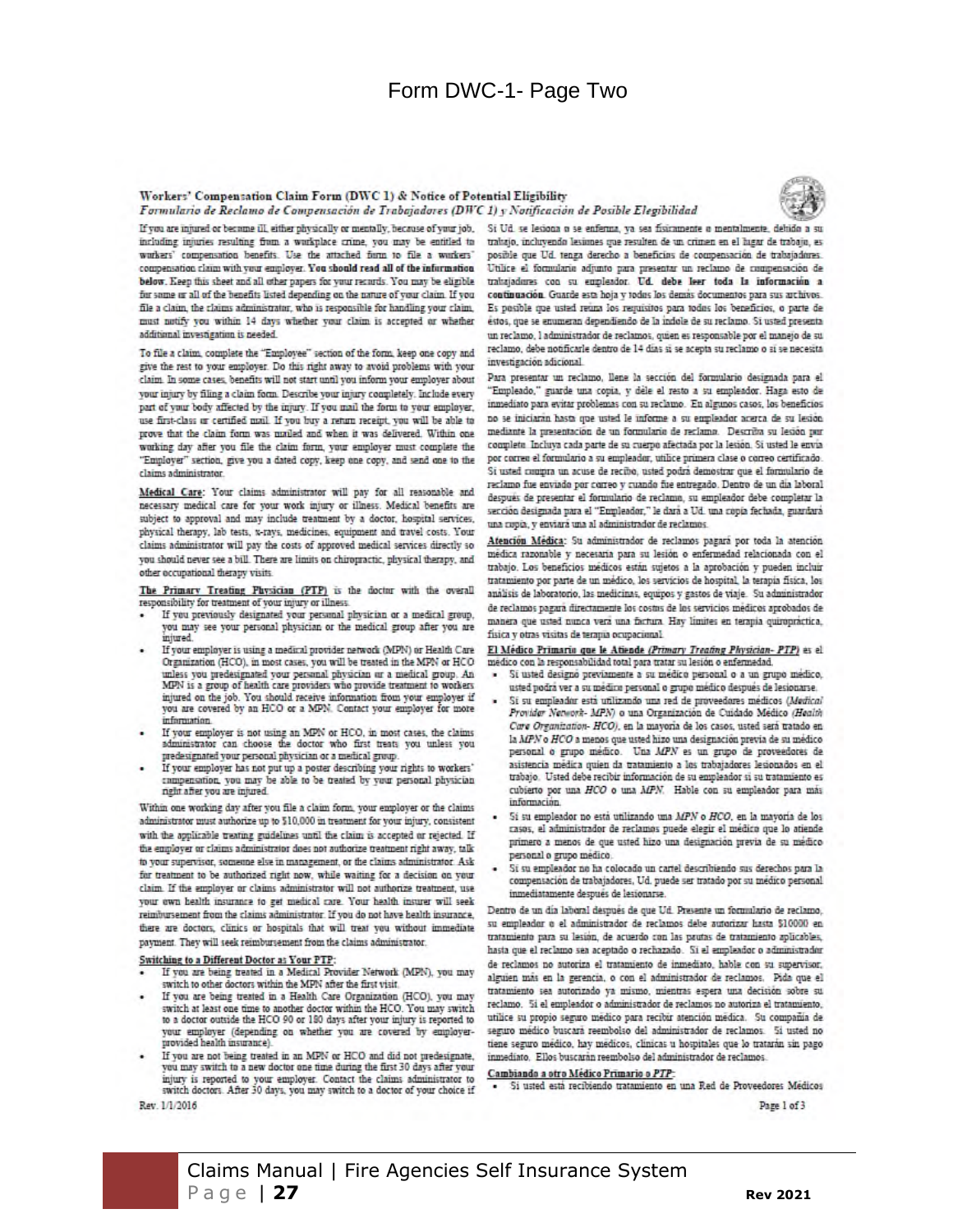# Form DWC-1- Page Two

## Workers' Compensation Claim Form (DWC 1) & Notice of Potential Eligibility

*Formulario de Reclamo de Compensación de Trabajadores (DWC 1) y Notificación de Posible Elegibilidad*

If you are injured or become ill, either physically or mentally, because of your job, including injuries resulting from a workplace crime, you may be entitled to workers' compensation benefits. Use the attached form to file a workers' compensation claim with your employer. **You should read all of the information below.** Keep this sheet and all other papers for your records. You may be eligible for some or all of the benefits listed depending on the nature of your claim. If you file a claim, the claims administrator, who is responsible for handling your claim, must notify you within 14 days whether your claim is accepted or whether additional investigation is needed.

To file a claim, complete the "Employee" section of the form, keep one copy and give the rest to your employer. Do this right away to avoid problems with your claim. In some cases, benefits will not start until you inform your employer about your injury by filing a claim form. Describe your injury completely. Include every part of your body affected by the injury. If you mail the form to your employer, use first-class or certified mail. If you buy a return receipt, you will be able to prove that the claim form was mailed and when it was delivered. Within one working day after you file the claim form, your employer must complete the "Employer" section, give you a dated copy, keep one copy, and send one to the claims administrator.

**Medical Care:** Your claims administrator will pay for all reasonable and necessary medical care for your work injury or illness. Medical benefits are subject to approval and may include treatment by a doctor, hospital services, physical therapy, lab tests, x-rays, medicines, equipment and travel costs. Your claims administrator will pay the costs of approved medical services directly so you should never see a bill. There are limits on chiropractic, physical therapy, and other occupational therapy visits.

**The Primary Treating Physician (PTP)** is the doctor with the overall responsibility for treatment of your injury or illness.

- If you previously designated your personal physician or a medical group, you may see your personal physician or the medical group after you are injured.
- If your employer is using a medical provider network (MPN) or Health Care Organization (HCO), in most cases, you will be treated in the MPN or HCO unless you predesignated your personal physician or a medical group. An MPN is a group of health care providers who provide treatment to workers injured on the job. You should receive information from your employer if you are covered by an HCO or a MPN. Contact your employer for more information.
- If your employer is not using an MPN or HCO, in most cases, the claims administrator can choose the doctor who first treats you unless you predesignated your personal physician or a medical group.
- If your employer has not put up a poster describing your rights to workers' compensation, you may be able to be treated by your personal physician right after you are injured.

Within one working day after you file a claim form, your employer or the claims administrator must authorize up to $10,000 in treatment for your injury, consistent with the applicable treating guidelines until the claim is accepted or rejected. If the employer or claims administrator does not authorize treatment right away, talk to your supervisor, someone else in management, or the claims administrator. Ask for treatment to be authorized right now, while waiting for a decision on your claim. If the employer or claims administrator will not authorize treatment, use your own health insurance to get medical care. Your health insurer will seek reimbursement from the claims administrator. If you do not have health insurance, there are doctors, clinics or hospitals that will treat you without immediate payment. They will seek reimbursement from the claims administrator.

**Switching to a Different Doctor as Your PTP:**

- If you are being treated in a Medical Provider Network (MPN), you may switch to other doctors within the MPN after the first visit.
- If you are being treated in a Health Care Organization (HCO), you may switch at least one time to another doctor within the HCO. You may switch to a doctor outside the HCO 90 or 180 days after your injury is reported to your employer (depending on whether you are covered by employer-provided health insurance).
- If you are not being treated in an MPN or HCO and did not predesignate, you may switch to a new doctor one time during the first 30 days after your injury is reported to your employer. Contact the claims administrator to switch doctors. After 30 days, you may switch to a doctor of your choice if

Rev. 1/1/2016

Si Ud. se lesiona o se enferma, ya sea físicamente o mentalmente, debido a su trabajo, incluyendo lesiones que resulten de un crimen en el lugar de trabajo, es posible que Ud. tenga derecho a beneficios de compensación de trabajadores. Utilice el formulario adjunto para presentar un reclamo de compensación de trabajadores con su empleador. **Ud. debe leer toda la información a continuación.** Guarde esta hoja y todos los demás documentos para sus archivos. Es posible que usted reúna los requisitos para todos los beneficios, o parte de éstos, que se enumeran dependiendo de la índole de su reclamo. Si usted presenta un reclamo, l administrador de reclamos, quien es responsable por el manejo de su reclamo, debe notificarle dentro de 14 días si se acepta su reclamo o si se necesita investigación adicional.

Para presentar un reclamo, llene la sección del formulario designada para el "Empleado," guarde una copia, y déle el resto a su empleador. Haga esto de inmediato para evitar problemas con su reclamo. En algunos casos, los beneficios no se iniciarán hasta que usted le informe a su empleador acerca de su lesión mediante la presentación de un formulario de reclamo. Describa su lesión por completo. Incluya cada parte de su cuerpo afectada por la lesión. Si usted le envía por correo el formulario a su empleador, utilice primera clase o correo certificado. Si usted compra un acuse de recibo, usted podrá demostrar que el formulario de reclamo fue enviado por correo y cuando fue entregado. Dentro de un día laboral después de presentar el formulario de reclamo, su empleador debe completar la sección designada para el "Empleador," le dará a Ud. una copia fechada, guardará una copia, y enviará una al administrador de reclamos.

**Atención Médica:** Su administrador de reclamos pagará por toda la atención médica razonable y necesaria para su lesión o enfermedad relacionada con el trabajo. Los beneficios médicos están sujetos a la aprobación y pueden incluir tratamiento por parte de un médico, los servicios de hospital, la terapia física, los análisis de laboratorio, las medicinas, equipos y gastos de viaje. Su administrador de reclamos pagará directamente los costos de los servicios médicos aprobados de manera que usted nunca verá una factura. Hay límites en terapia quiropráctica, física y otras visitas de terapia ocupacional.

**El Médico Primario que le Atiende *(Primary Treating Physician- PTP)*** es el médico con la responsabilidad total para tratar su lesión o enfermedad.

- Si usted designó previamente a su médico personal o a un grupo médico, usted podrá ver a su médico personal o grupo médico después de lesionarse.
- Si su empleador está utilizando una red de proveedores médicos (*Medical Provider Network- MPN*) o una Organización de Cuidado Médico (*Health Care Organization- HCO*), en la mayoría de los casos, usted será tratado en la *MPN* o *HCO* a menos que usted hizo una designación previa de su médico personal o grupo médico. Una *MPN* es un grupo de proveedores de asistencia médica quien da tratamiento a los trabajadores lesionados en el trabajo. Usted debe recibir información de su empleador si su tratamiento es cubierto por una *HCO* o una *MPN*. Hable con su empleador para más información.
- Si su empleador no está utilizando una *MPN* o *HCO*, en la mayoría de los casos, el administrador de reclamos puede elegir el médico que lo atiende primero a menos de que usted hizo una designación previa de su médico personal o grupo médico.
- Si su empleador no ha colocado un cartel describiendo sus derechos para la compensación de trabajadores, Ud. puede ser tratado por su médico personal inmediatamente después de lesionarse.

Dentro de un día laboral después de que Ud. Presente un formulario de reclamo, su empleador o el administrador de reclamos debe autorizar hasta $10000 en tratamiento para su lesión, de acuerdo con las pautas de tratamiento aplicables, hasta que el reclamo sea aceptado o rechazado. Si el empleador o administrador de reclamos no autoriza el tratamiento de inmediato, hable con su supervisor, alguien más en la gerencia, o con el administrador de reclamos. Pida que el tratamiento sea autorizado ya mismo, mientras espera una decisión sobre su reclamo. Si el empleador o administrador de reclamos no autoriza el tratamiento, utilice su propio seguro médico para recibir atención médica. Su compañía de seguro médico buscará reembolso del administrador de reclamos. Si usted no tiene seguro médico, hay médicos, clínicas u hospitales que lo tratarán sin pago inmediato. Ellos buscarán reembolso del administrador de reclamos.

**Cambiando a otro Médico Primario o *PTP*:**

- Si usted está recibiendo tratamiento en una Red de Proveedores Médicos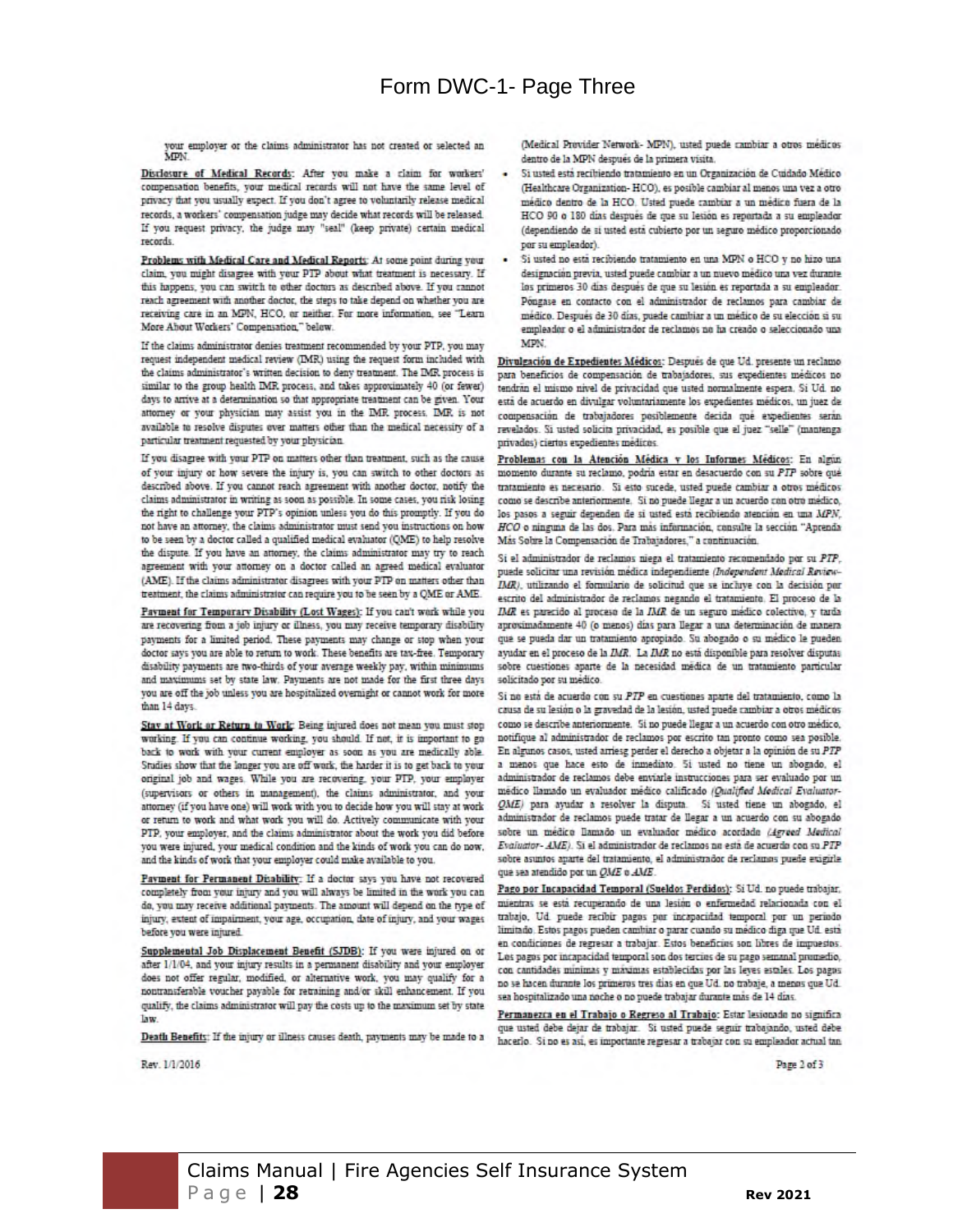# Form DWC-1- Page Three

your employer or the claims administrator has not created or selected an MPN.

**Disclosure of Medical Records:** After you make a claim for workers' compensation benefits, your medical records will not have the same level of privacy that you usually expect. If you don't agree to voluntarily release medical records, a workers' compensation judge may decide what records will be released. If you request privacy, the judge may "seal" (keep private) certain medical records.

**Problems with Medical Care and Medical Reports:** At some point during your claim, you might disagree with your PTP about what treatment is necessary. If this happens, you can switch to other doctors as described above. If you cannot reach agreement with another doctor, the steps to take depend on whether you are receiving care in an MPN, HCO, or neither. For more information, see "Learn More About Workers' Compensation," below.

If the claims administrator denies treatment recommended by your PTP, you may request independent medical review (IMR) using the request form included with the claims administrator's written decision to deny treatment. The IMR process is similar to the group health IMR process, and takes approximately 40 (or fewer) days to arrive at a determination so that appropriate treatment can be given. Your attorney or your physician may assist you in the IMR process. IMR is not available to resolve disputes over matters other than the medical necessity of a particular treatment requested by your physician.

If you disagree with your PTP on matters other than treatment, such as the cause of your injury or how severe the injury is, you can switch to other doctors as described above. If you cannot reach agreement with another doctor, notify the claims administrator in writing as soon as possible. In some cases, you risk losing the right to challenge your PTP's opinion unless you do this promptly. If you do not have an attorney, the claims administrator must send you instructions on how to be seen by a doctor called a qualified medical evaluator (QME) to help resolve the dispute. If you have an attorney, the claims administrator may try to reach agreement with your attorney on a doctor called an agreed medical evaluator (AME). If the claims administrator disagrees with your PTP on matters other than treatment, the claims administrator can require you to be seen by a QME or AME.

**Payment for Temporary Disability (Lost Wages):** If you can't work while you are recovering from a job injury or illness, you may receive temporary disability payments for a limited period. These payments may change or stop when your doctor says you are able to return to work. These benefits are tax-free. Temporary disability payments are two-thirds of your average weekly pay, within minimums and maximums set by state law. Payments are not made for the first three days you are off the job unless you are hospitalized overnight or cannot work for more than 14 days.

**Stay at Work or Return to Work:** Being injured does not mean you must stop working. If you can continue working, you should. If not, it is important to go back to work with your current employer as soon as you are medically able. Studies show that the longer you are off work, the harder it is to get back to your original job and wages. While you are recovering, your PTP, your employer (supervisors or others in management), the claims administrator, and your attorney (if you have one) will work with you to decide how you will stay at work or return to work and what work you will do. Actively communicate with your PTP, your employer, and the claims administrator about the work you did before you were injured, your medical condition and the kinds of work you can do now, and the kinds of work that your employer could make available to you.

**Payment for Permanent Disability:** If a doctor says you have not recovered completely from your injury and you will always be limited in the work you can do, you may receive additional payments. The amount will depend on the type of injury, extent of impairment, your age, occupation, date of injury, and your wages before you were injured.

**Supplemental Job Displacement Benefit (SJDB):** If you were injured on or after 1/1/04, and your injury results in a permanent disability and your employer does not offer regular, modified, or alternative work, you may qualify for a nontransferable voucher payable for retraining and/or skill enhancement. If you qualify, the claims administrator will pay the costs up to the maximum set by state law.

**Death Benefits:** If the injury or illness causes death, payments may be made to a

(Medical Provider Network- MPN), usted puede cambiar a otros médicos dentro de la MPN después de la primera visita.

- Si usted está recibiendo tratamiento en un Organización de Cuidado Médico (Healthcare Organization- HCO), es posible cambiar al menos una vez a otro médico dentro de la HCO. Usted puede cambiar a un médico fuera de la HCO 90 o 180 días después de que su lesión es reportada a su empleador (dependiendo de si usted está cubierto por un seguro médico proporcionado por su empleador).
- Si usted no está recibiendo tratamiento en una MPN o HCO y no hizo una designación previa, usted puede cambiar a un nuevo médico una vez durante los primeros 30 días después de que su lesión es reportada a su empleador. Póngase en contacto con el administrador de reclamos para cambiar de médico. Después de 30 días, puede cambiar a un médico de su elección si su empleador o el administrador de reclamos no ha creado o seleccionado una MPN.

**Divulgación de Expedientes Médicos:** Después de que Ud. presente un reclamo para beneficios de compensación de trabajadores, sus expedientes médicos no tendrán el mismo nivel de privacidad que usted normalmente espera. Si Ud. no está de acuerdo en divulgar voluntariamente los expedientes médicos, un juez de compensación de trabajadores posiblemente decida qué expedientes serán revelados. Si usted solicita privacidad, es posible que el juez "selle" (mantenga privados) ciertos expedientes médicos.

**Problemas con la Atención Médica y los Informes Médicos:** En algún momento durante su reclamo, podría estar en desacuerdo con su *PTP* sobre qué tratamiento es necesario. Si esto sucede, usted puede cambiar a otros médicos como se describe anteriormente. Si no puede llegar a un acuerdo con otro médico, los pasos a seguir dependen de si usted está recibiendo atención en una *MPN, HCO* o ninguna de las dos. Para más información, consulte la sección "Aprenda Más Sobre la Compensación de Trabajadores," a continuación.

Si el administrador de reclamos niega el tratamiento recomendado por su *PTP*, puede solicitar una revisión médica independiente (*Independent Medical Review- IMR*), utilizando el formulario de solicitud que se incluye con la decisión por escrito del administrador de reclamos negando el tratamiento. El proceso de la *IMR* es parecido al proceso de la *IMR* de un seguro médico colectivo, y tarda aproximadamente 40 (o menos) días para llegar a una determinación de manera que se pueda dar un tratamiento apropiado. Su abogado o su médico le pueden ayudar en el proceso de la *IMR*. La *IMR* no está disponible para resolver disputas sobre cuestiones aparte de la necesidad médica de un tratamiento particular solicitado por su médico.

Si no está de acuerdo con su *PTP* en cuestiones aparte del tratamiento, como la causa de su lesión o la gravedad de la lesión, usted puede cambiar a otros médicos como se describe anteriormente. Si no puede llegar a un acuerdo con otro médico, notifique al administrador de reclamos por escrito tan pronto como sea posible. En algunos casos, usted arriesga perder el derecho a objetar a la opinión de su *PTP* a menos que hace esto de inmediato. Si usted no tiene un abogado, el administrador de reclamos debe enviarle instrucciones para ser evaluado por un médico llamado un evaluador médico calificado (*Qualified Medical Evaluator- QME*) para ayudar a resolver la disputa. Si usted tiene un abogado, el administrador de reclamos puede tratar de llegar a un acuerdo con su abogado sobre un médico llamado un evaluador médico acordado (*Agreed Medical Evaluator- AME*). Si el administrador de reclamos no está de acuerdo con su *PTP* sobre asuntos aparte del tratamiento, el administrador de reclamos puede exigirle que sea atendido por un *QME* o *AME*.

**Pago por Incapacidad Temporal (Sueldos Perdidos):** Si Ud. no puede trabajar, mientras se está recuperando de una lesión o enfermedad relacionada con el trabajo, Ud. puede recibir pagos por incapacidad temporal por un período limitado. Estos pagos pueden cambiar o parar cuando su médico diga que Ud. está en condiciones de regresar a trabajar. Estos beneficios son libres de impuestos. Los pagos por incapacidad temporal son dos tercios de su pago semanal promedio, con cantidades mínimas y máximas establecidas por las leyes estales. Los pagos no se hacen durante los primeros tres días en que Ud. no trabaje, a menos que Ud. sea hospitalizado una noche o no puede trabajar durante más de 14 días.

**Permanezca en el Trabajo o Regreso al Trabajo:** Estar lesionado no significa que usted debe dejar de trabajar. Si usted puede seguir trabajando, usted debe hacerlo. Si no es así, es importante regresar a trabajar con su empleador actual tan

Rev. 1/1/2016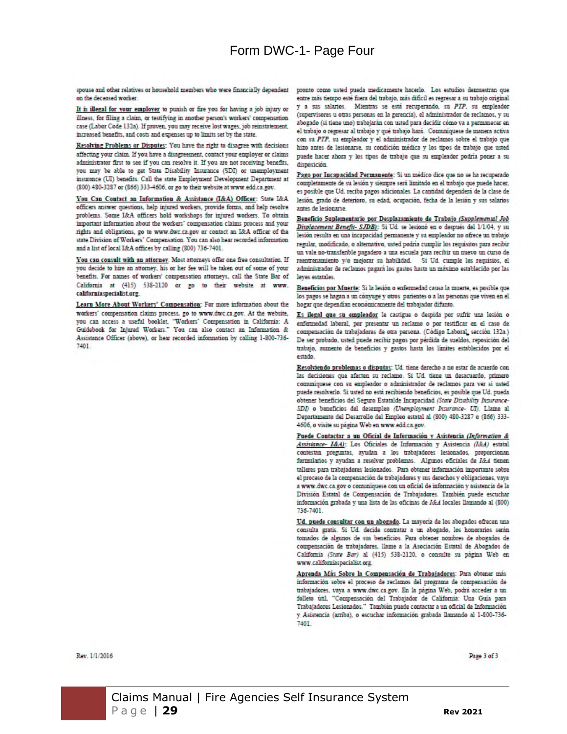# Form DWC-1- Page Four

spouse and other relatives or household members who were financially dependent on the deceased worker.

<u>It is illegal for your employer</u> to punish or fire you for having a job injury or illness, for filing a claim, or testifying in another person's workers' compensation case (Labor Code 132a). If proven, you may receive lost wages, job reinstatement, increased benefits, and costs and expenses up to limits set by the state.

<u>Resolving Problems or Disputes</u>: You have the right to disagree with decisions affecting your claim. If you have a disagreement, contact your employer or claims administrator first to see if you can resolve it. If you are not receiving benefits, you may be able to get State Disability Insurance (SDI) or unemployment insurance (UI) benefits. Call the state Employment Development Department at (800) 480-3287 or (866) 333-4606, or go to their website at www.edd.ca.gov.

<u>You Can Contact an Information & Assistance (I&A) Officer</u>: State I&A officers answer questions, help injured workers, provide forms, and help resolve problems. Some I&A officers hold workshops for injured workers. To obtain important information about the workers' compensation claims process and your rights and obligations, go to www.dwc.ca.gov or contact an I&A officer of the state Division of Workers' Compensation. You can also hear recorded information and a list of local I&A offices by calling (800) 736-7401.

<u>You can consult with an attorney</u>. Most attorneys offer one free consultation. If you decide to hire an attorney, his or her fee will be taken out of some of your benefits. For names of workers' compensation attorneys, call the State Bar of California at (415) 538-2120 or go to their website at www.californiaspecialist.org.

<u>Learn More About Workers' Compensation</u>: For more information about the workers' compensation claims process, go to www.dwc.ca.gov. At the website, you can access a useful booklet, "Workers' Compensation in California: A Guidebook for Injured Workers." You can also contact an Information & Assistance Officer (above), or hear recorded information by calling 1-800-736-7401.

pronto como usted pueda medicamente hacerlo. Los estudios demuestran que entre más tiempo esté fuera del trabajo, más difícil es regresar a su trabajo original y a sus salarios. Mientras se está recuperando, su *PTP*, su empleador (supervisores u otras personas en la gerencia), el administrador de reclamos, y su abogado (si tiene uno) trabajarán con usted para decidir cómo va a permanecer en el trabajo o regresar al trabajo y qué trabajo hará. Comuníquese de manera activa con su *PTP*, su empleador y el administrador de reclamos sobre el trabajo que hizo antes de lesionarse, su condición médica y los tipos de trabajo que usted puede hacer ahora y los tipos de trabajo que su empleador podría poner a su disposición.

<u>Pago por Incapacidad Permanente</u>: Si un médico dice que no se ha recuperado completamente de su lesión y siempre será limitado en el trabajo que puede hacer, es posible que Ud. reciba pagos adicionales. La cantidad dependerá de la clase de lesión, grado de deterioro, su edad, ocupación, fecha de la lesión y sus salarios antes de lesionarse.

<u>Beneficio Suplementario por Desplazamiento de Trabajo *(Supplemental Job Displacement Benefit- SJDB)*</u>: Si Ud. se lesionó en o después del 1/1/04, y su lesión resulta en una incapacidad permanente y su empleador no ofrece un trabajo regular, modificado, o alternativo, usted podría cumplir los requisitos para recibir un vale no-transferible pagadero a una escuela para recibir un nuevo un curso de reentrenamiento y/o mejorar su habilidad. Si Ud. cumple los requisitos, el administrador de reclamos pagará los gastos hasta un máximo establecido por las leyes estatales.

<u>Beneficios por Muerte</u>: Si la lesión o enfermedad causa la muerte, es posible que los pagos se hagan a un cónyuge y otros parientes o a las personas que viven en el hogar que dependían económicamente del trabajador difunto.

<u>Es ilegal que su empleador</u> le castigue o despida por sufrir una lesión o enfermedad laboral, por presentar un reclamo o por testificar en el caso de compensación de trabajadores de otra persona. (Código Laboral, sección 132a.) De ser probado, usted puede recibir pagos por pérdida de sueldos, reposición del trabajo, aumento de beneficios y gastos hasta los límites establecidos por el estado.

<u>Resolviendo problemas o disputas</u>: Ud. tiene derecho a no estar de acuerdo con las decisiones que afecten su reclamo. Si Ud. tiene un desacuerdo, primero comuníquese con su empleador o administrador de reclamos para ver si usted puede resolverlo. Si usted no está recibiendo beneficios, es posible que Ud. pueda obtener beneficios del Seguro Estatalde Incapacidad *(State Disability Insurance- SDI)* o beneficios del desempleo *(Unemployment Insurance- UI)*. Llame al Departamento del Desarrollo del Empleo estatal al (800) 480-3287 o (866) 333-4606, o visite su página Web en www.edd.ca.gov.

<u>Puede Contactar a un Oficial de Información y Asistencia *(Information & Assistance- I&A)*</u>: Los Oficiales de Información y Asistencia *(I&A)* estatal contestan preguntas, ayudan a los trabajadores lesionados, proporcionan formularios y ayudan a resolver problemas. Algunos oficiales de *I&A* tienen talleres para trabajadores lesionados. Para obtener información importante sobre el proceso de la compensación de trabajadores y sus derechos y obligaciones, vaya a www.dwc.ca.gov o comuníquese con un oficial de información y asistencia de la División Estatal de Compensación de Trabajadores. También puede escuchar información grabada y una lista de las oficinas de *I&A* locales llamando al (800) 736-7401.

<u>Ud. puede consultar con un abogado</u>. La mayoría de los abogados ofrecen una consulta gratis. Si Ud. decide contratar a un abogado, los honorarios serán tomados de algunos de sus beneficios. Para obtener nombres de abogados de compensación de trabajadores, llame a la Asociación Estatal de Abogados de California *(State Bar)* al (415) 538-2120, o consulte su página Web en www.californiaspecialist.org.

<u>Aprenda Más Sobre la Compensación de Trabajadores</u>: Para obtener más información sobre el proceso de reclamos del programa de compensación de trabajadores, vaya a www.dwc.ca.gov. En la página Web, podrá acceder a un folleto útil, "Compensación del Trabajador de California: Una Guía para Trabajadores Lesionados." También puede contactar a un oficial de Información y Asistencia (arriba), o escuchar información grabada llamando al 1-800-736-7401.

Rev. 1/1/2016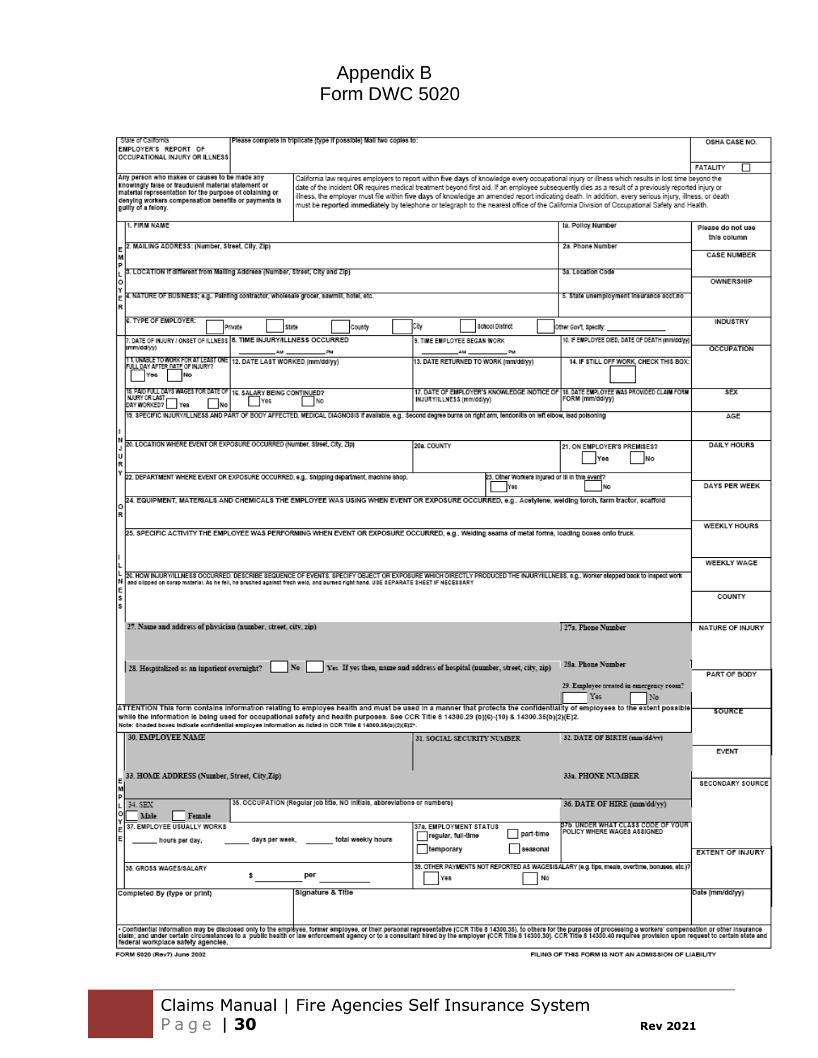# Appendix B
# Form DWC 5020

State of California
EMPLOYER'S REPORT OF OCCUPATIONAL INJURY OR ILLNESS

Please complete in triplicate (type if possible) Mail two copies to:

OSHA CASE NO.

FATALITY ☐

Any person who makes or causes to be made any knowingly false or fraudulent material statement or material representation for the purpose of obtaining or denying workers compensation benefits or payments is guilty of a felony.

California law requires employers to report within five days of knowledge every occupational injury or illness which results in lost time beyond the date of the incident OR requires medical treatment beyond first aid. If an employee subsequently dies as a result of a previously reported injury or illness, the employer must file within five days of knowledge an amended report indicating death. In addition, every serious injury, illness, or death must be reported immediately by telephone or telegraph to the nearest office of the California Division of Occupational Safety and Health.

## EMPLOYER

1. FIRM NAME
1a. Policy Number
2. MAILING ADDRESS: (Number, Street, City, Zip)
2a. Phone Number
3. LOCATION if different from Mailing Address (Number, Street, City and Zip)
3a. Location Code
4. NATURE OF BUSINESS; e.g., Painting contractor, wholesale grocer, sawmill, hotel, etc.
5. State unemployment insurance acct.no
6. TYPE OF EMPLOYER: ☐ Private ☐ State ☐ County ☐ City ☐ School District ☐ Other Gov't. Specify: ________

## INJURY OR ILLNESS

7. DATE OF INJURY / ONSET OF ILLNESS (mm/dd/yy)
8. TIME INJURY/ILLNESS OCCURRED ____ AM ____ PM
9. TIME EMPLOYEE BEGAN WORK ____ AM ____ PM
10. IF EMPLOYEE DIED, DATE OF DEATH (mm/dd/yy)
11. UNABLE TO WORK FOR AT LEAST ONE FULL DAY AFTER DATE OF INJURY? ☐ Yes ☐ No
12. DATE LAST WORKED (mm/dd/yy)
13. DATE RETURNED TO WORK (mm/dd/yy)
14. IF STILL OFF WORK, CHECK THIS BOX: ☐
15. PAID FULL DAYS WAGES FOR DATE OF INJURY OR LAST DAY WORKED? ☐ Yes ☐ No
16. SALARY BEING CONTINUED? ☐ Yes ☐ No
17. DATE OF EMPLOYER'S KNOWLEDGE /NOTICE OF INJURY/ILLNESS (mm/dd/yy)
18. DATE EMPLOYEE WAS PROVIDED CLAIM FORM (mm/dd/yy)
19. SPECIFIC INJURY/ILLNESS AND PART OF BODY AFFECTED, MEDICAL DIAGNOSIS if available, e.g., Second degree burns on right arm, tendonitis on left elbow, lead poisoning
20. LOCATION WHERE EVENT OR EXPOSURE OCCURRED (Number, Street, City, Zip)
20a. COUNTY
21. ON EMPLOYER'S PREMISES? ☐ Yes ☐ No
22. DEPARTMENT WHERE EVENT OR EXPOSURE OCCURRED, e.g., Shipping department, machine shop.
23. Other Workers Injured or Ill in this event? ☐ Yes ☐ No
24. EQUIPMENT, MATERIALS AND CHEMICALS THE EMPLOYEE WAS USING WHEN EVENT OR EXPOSURE OCCURRED, e.g., Acetylene, welding torch, farm tractor, scaffold
25. SPECIFIC ACTIVITY THE EMPLOYEE WAS PERFORMING WHEN EVENT OR EXPOSURE OCCURRED, e.g., Welding seams of metal forms, loading boxes onto truck.
26. HOW INJURY/ILLNESS OCCURRED. DESCRIBE SEQUENCE OF EVENTS. SPECIFY OBJECT OR EXPOSURE WHICH DIRECTLY PRODUCED THE INJURY/ILLNESS, e.g., Worker stepped back to inspect work and slipped on scrap material. As he fell, he brushed against fresh weld, and burned right hand. USE SEPARATE SHEET IF NECESSARY
27. Name and address of physician (number, street, city, zip)
27a. Phone Number
28. Hospitalized as an inpatient overnight? ☐ No ☐ Yes If yes then, name and address of hospital (number, street, city, zip)
28a. Phone Number
29. Employee treated in emergency room? ☐ Yes ☐ No

ATTENTION This form contains information relating to employee health and must be used in a manner that protects the confidentiality of employees to the extent possible while the information is being used for occupational safety and health purposes. See CCR Title 8 14300.29 (b)(6)-(10) & 14300.35(b)(2)(E)2.
Note: Shaded boxes indicate confidential employee information as listed in CCR Title 8 14300.35(b)(2)(E)2*.

## EMPLOYEE

30. EMPLOYEE NAME
31. SOCIAL SECURITY NUMBER
32. DATE OF BIRTH (mm/dd/yy)
33. HOME ADDRESS (Number, Street, City,Zip)
33a. PHONE NUMBER
34. SEX ☐ Male ☐ Female
35. OCCUPATION (Regular job title, NO initials, abbreviations or numbers)
36. DATE OF HIRE (mm/dd/yy)
37. EMPLOYEE USUALLY WORKS ____ hours per day, ____ days per week, ____ total weekly hours
37a. EMPLOYMENT STATUS ☐ regular, full-time ☐ part-time ☐ temporary ☐ seasonal
37b. UNDER WHAT CLASS CODE OF YOUR POLICY WHERE WAGES ASSIGNED
38. GROSS WAGES/SALARY $ ________ per ________
39. OTHER PAYMENTS NOT REPORTED AS WAGES/SALARY (e.g. tips, meals, overtime, bonuses, etc.)? ☐ Yes ☐ No

Completed By (type or print)
Signature & Title
Date (mm/dd/yy)

Please do not use this column:

- CASE NUMBER
- OWNERSHIP
- INDUSTRY
- OCCUPATION
- SEX
- AGE
- DAILY HOURS
- DAYS PER WEEK
- WEEKLY HOURS
- WEEKLY WAGE
- COUNTY
- NATURE OF INJURY
- PART OF BODY
- SOURCE
- EVENT
- SECONDARY SOURCE
- EXTENT OF INJURY

* Confidential information may be disclosed only to the employee, former employee, or their personal representative (CCR Title 8 14300.35), to others for the purpose of processing a workers' compensation or other insurance claim; and under certain circumstances to a public health or law enforcement agency or to a consultant hired by the employer (CCR Title 8 14300.30). CCR Title 8 14300.40 requires provision upon request to certain state and federal workplace safety agencies.

FORM 5020 (Rev7) June 2002

FILING OF THIS FORM IS NOT AN ADMISSION OF LIABILITY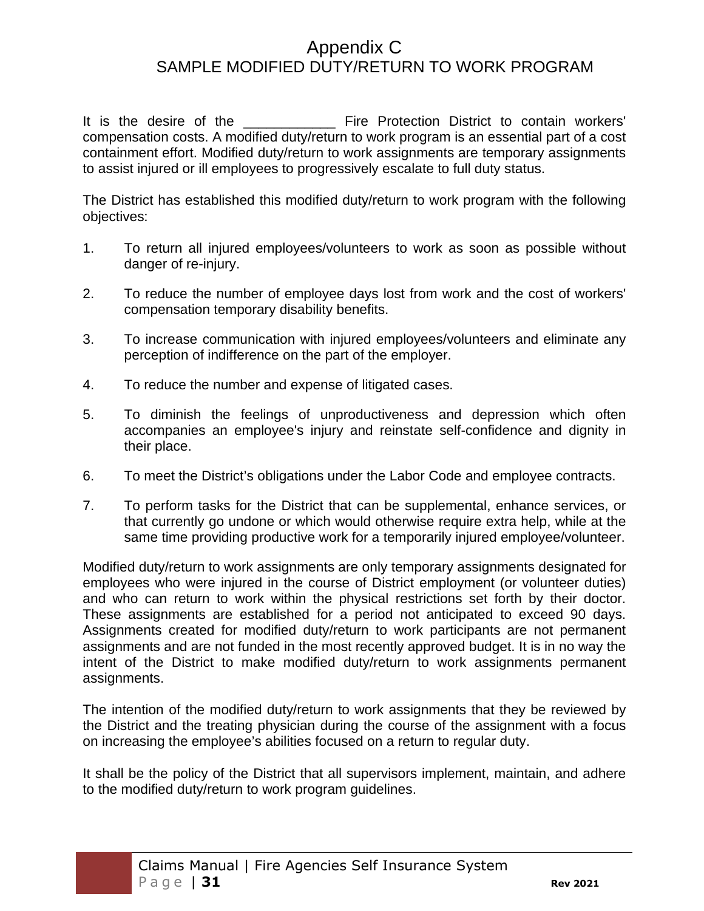# Appendix C
## SAMPLE MODIFIED DUTY/RETURN TO WORK PROGRAM

It is the desire of the ____________ Fire Protection District to contain workers' compensation costs. A modified duty/return to work program is an essential part of a cost containment effort. Modified duty/return to work assignments are temporary assignments to assist injured or ill employees to progressively escalate to full duty status.

The District has established this modified duty/return to work program with the following objectives:

1. To return all injured employees/volunteers to work as soon as possible without danger of re-injury.

2. To reduce the number of employee days lost from work and the cost of workers' compensation temporary disability benefits.

3. To increase communication with injured employees/volunteers and eliminate any perception of indifference on the part of the employer.

4. To reduce the number and expense of litigated cases.

5. To diminish the feelings of unproductiveness and depression which often accompanies an employee's injury and reinstate self-confidence and dignity in their place.

6. To meet the District's obligations under the Labor Code and employee contracts.

7. To perform tasks for the District that can be supplemental, enhance services, or that currently go undone or which would otherwise require extra help, while at the same time providing productive work for a temporarily injured employee/volunteer.

Modified duty/return to work assignments are only temporary assignments designated for employees who were injured in the course of District employment (or volunteer duties) and who can return to work within the physical restrictions set forth by their doctor. These assignments are established for a period not anticipated to exceed 90 days. Assignments created for modified duty/return to work participants are not permanent assignments and are not funded in the most recently approved budget. It is in no way the intent of the District to make modified duty/return to work assignments permanent assignments.

The intention of the modified duty/return to work assignments that they be reviewed by the District and the treating physician during the course of the assignment with a focus on increasing the employee's abilities focused on a return to regular duty.

It shall be the policy of the District that all supervisors implement, maintain, and adhere to the modified duty/return to work program guidelines.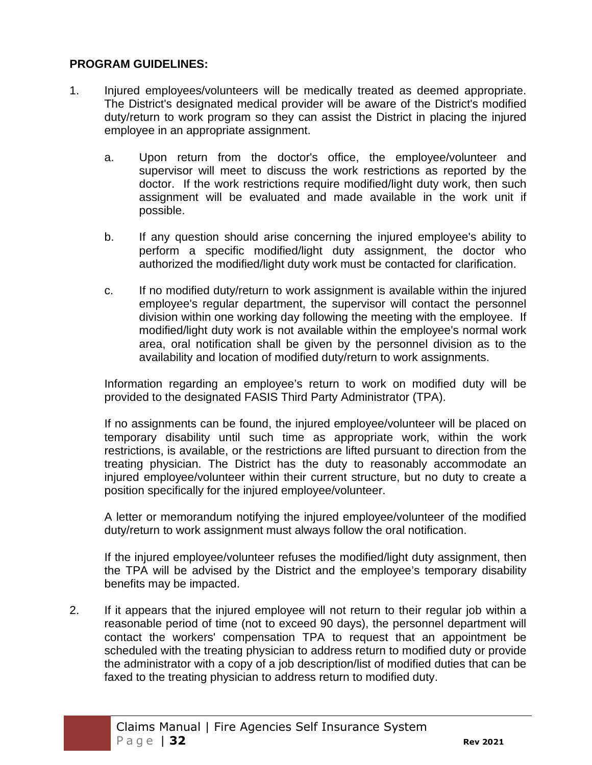**PROGRAM GUIDELINES:**

1. Injured employees/volunteers will be medically treated as deemed appropriate. The District's designated medical provider will be aware of the District's modified duty/return to work program so they can assist the District in placing the injured employee in an appropriate assignment.

    a. Upon return from the doctor's office, the employee/volunteer and supervisor will meet to discuss the work restrictions as reported by the doctor. If the work restrictions require modified/light duty work, then such assignment will be evaluated and made available in the work unit if possible.

    b. If any question should arise concerning the injured employee's ability to perform a specific modified/light duty assignment, the doctor who authorized the modified/light duty work must be contacted for clarification.

    c. If no modified duty/return to work assignment is available within the injured employee's regular department, the supervisor will contact the personnel division within one working day following the meeting with the employee. If modified/light duty work is not available within the employee's normal work area, oral notification shall be given by the personnel division as to the availability and location of modified duty/return to work assignments.

    Information regarding an employee's return to work on modified duty will be provided to the designated FASIS Third Party Administrator (TPA).

    If no assignments can be found, the injured employee/volunteer will be placed on temporary disability until such time as appropriate work, within the work restrictions, is available, or the restrictions are lifted pursuant to direction from the treating physician. The District has the duty to reasonably accommodate an injured employee/volunteer within their current structure, but no duty to create a position specifically for the injured employee/volunteer.

    A letter or memorandum notifying the injured employee/volunteer of the modified duty/return to work assignment must always follow the oral notification.

    If the injured employee/volunteer refuses the modified/light duty assignment, then the TPA will be advised by the District and the employee's temporary disability benefits may be impacted.

2. If it appears that the injured employee will not return to their regular job within a reasonable period of time (not to exceed 90 days), the personnel department will contact the workers' compensation TPA to request that an appointment be scheduled with the treating physician to address return to modified duty or provide the administrator with a copy of a job description/list of modified duties that can be faxed to the treating physician to address return to modified duty.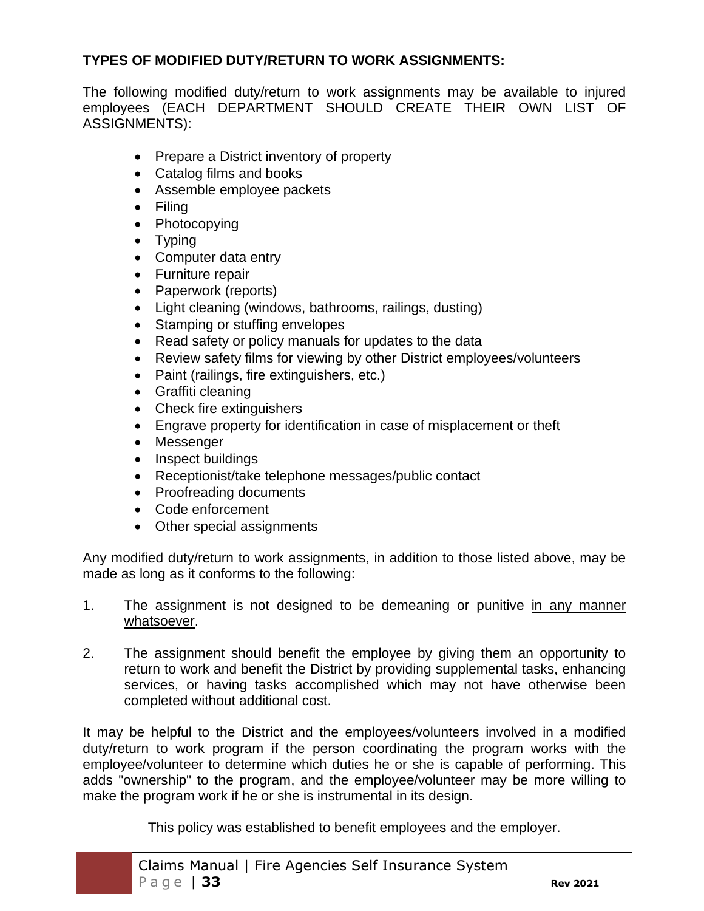**TYPES OF MODIFIED DUTY/RETURN TO WORK ASSIGNMENTS:**

The following modified duty/return to work assignments may be available to injured employees (EACH DEPARTMENT SHOULD CREATE THEIR OWN LIST OF ASSIGNMENTS):

- Prepare a District inventory of property
- Catalog films and books
- Assemble employee packets
- Filing
- Photocopying
- Typing
- Computer data entry
- Furniture repair
- Paperwork (reports)
- Light cleaning (windows, bathrooms, railings, dusting)
- Stamping or stuffing envelopes
- Read safety or policy manuals for updates to the data
- Review safety films for viewing by other District employees/volunteers
- Paint (railings, fire extinguishers, etc.)
- Graffiti cleaning
- Check fire extinguishers
- Engrave property for identification in case of misplacement or theft
- Messenger
- Inspect buildings
- Receptionist/take telephone messages/public contact
- Proofreading documents
- Code enforcement
- Other special assignments

Any modified duty/return to work assignments, in addition to those listed above, may be made as long as it conforms to the following:

1. The assignment is not designed to be demeaning or punitive <u>in any manner whatsoever</u>.

2. The assignment should benefit the employee by giving them an opportunity to return to work and benefit the District by providing supplemental tasks, enhancing services, or having tasks accomplished which may not have otherwise been completed without additional cost.

It may be helpful to the District and the employees/volunteers involved in a modified duty/return to work program if the person coordinating the program works with the employee/volunteer to determine which duties he or she is capable of performing. This adds "ownership" to the program, and the employee/volunteer may be more willing to make the program work if he or she is instrumental in its design.

This policy was established to benefit employees and the employer.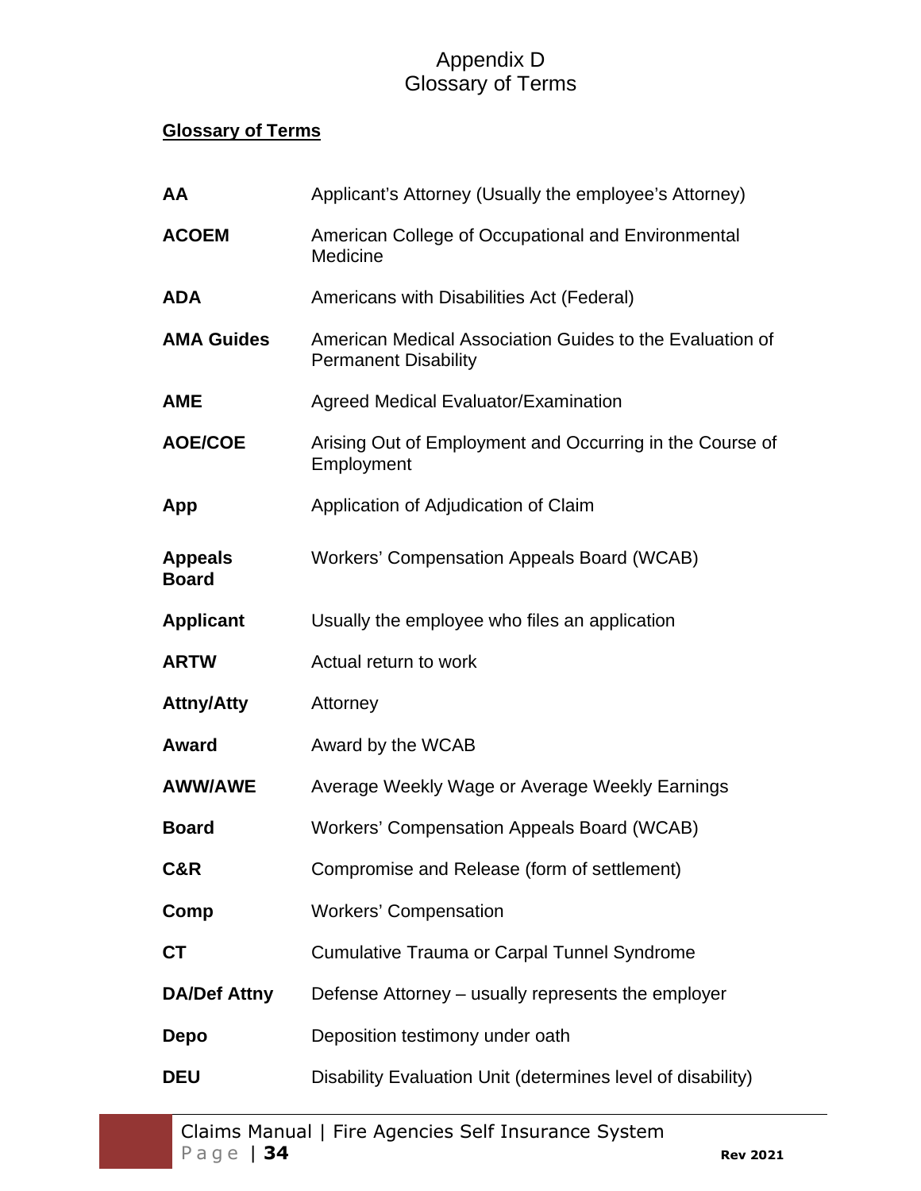# Appendix D
# Glossary of Terms

**Glossary of Terms**

| | |
|---|---|
| **AA** | Applicant's Attorney (Usually the employee's Attorney) |
| **ACOEM** | American College of Occupational and Environmental Medicine |
| **ADA** | Americans with Disabilities Act (Federal) |
| **AMA Guides** | American Medical Association Guides to the Evaluation of Permanent Disability |
| **AME** | Agreed Medical Evaluator/Examination |
| **AOE/COE** | Arising Out of Employment and Occurring in the Course of Employment |
| **App** | Application of Adjudication of Claim |
| **Appeals Board** | Workers' Compensation Appeals Board (WCAB) |
| **Applicant** | Usually the employee who files an application |
| **ARTW** | Actual return to work |
| **Attny/Atty** | Attorney |
| **Award** | Award by the WCAB |
| **AWW/AWE** | Average Weekly Wage or Average Weekly Earnings |
| **Board** | Workers' Compensation Appeals Board (WCAB) |
| **C&R** | Compromise and Release (form of settlement) |
| **Comp** | Workers' Compensation |
| **CT** | Cumulative Trauma or Carpal Tunnel Syndrome |
| **DA/Def Attny** | Defense Attorney – usually represents the employer |
| **Depo** | Deposition testimony under oath |
| **DEU** | Disability Evaluation Unit (determines level of disability) |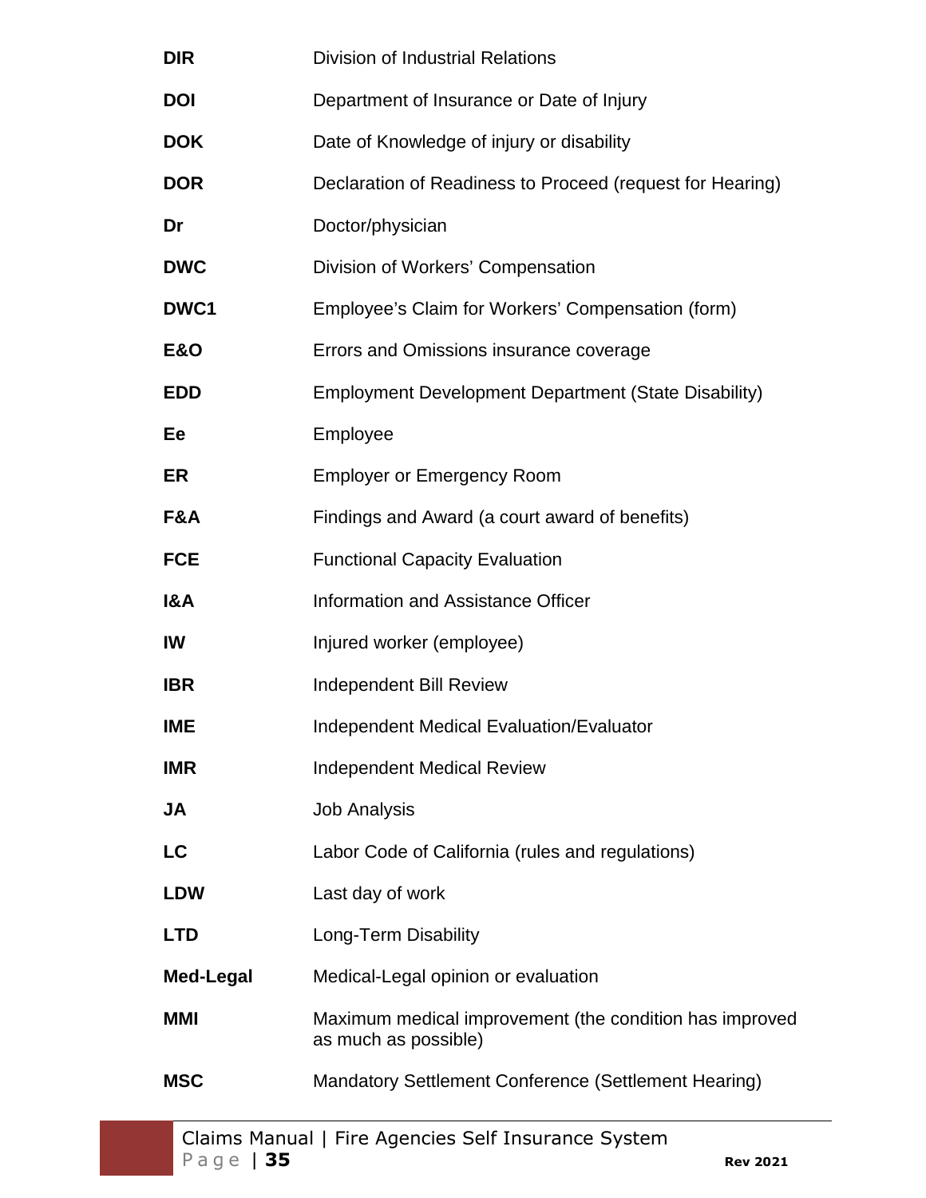| | |
|---|---|
| **DIR** | Division of Industrial Relations |
| **DOI** | Department of Insurance or Date of Injury |
| **DOK** | Date of Knowledge of injury or disability |
| **DOR** | Declaration of Readiness to Proceed (request for Hearing) |
| **Dr** | Doctor/physician |
| **DWC** | Division of Workers' Compensation |
| **DWC1** | Employee's Claim for Workers' Compensation (form) |
| **E&O** | Errors and Omissions insurance coverage |
| **EDD** | Employment Development Department (State Disability) |
| **Ee** | Employee |
| **ER** | Employer or Emergency Room |
| **F&A** | Findings and Award (a court award of benefits) |
| **FCE** | Functional Capacity Evaluation |
| **I&A** | Information and Assistance Officer |
| **IW** | Injured worker (employee) |
| **IBR** | Independent Bill Review |
| **IME** | Independent Medical Evaluation/Evaluator |
| **IMR** | Independent Medical Review |
| **JA** | Job Analysis |
| **LC** | Labor Code of California (rules and regulations) |
| **LDW** | Last day of work |
| **LTD** | Long-Term Disability |
| **Med-Legal** | Medical-Legal opinion or evaluation |
| **MMI** | Maximum medical improvement (the condition has improved as much as possible) |
| **MSC** | Mandatory Settlement Conference (Settlement Hearing) |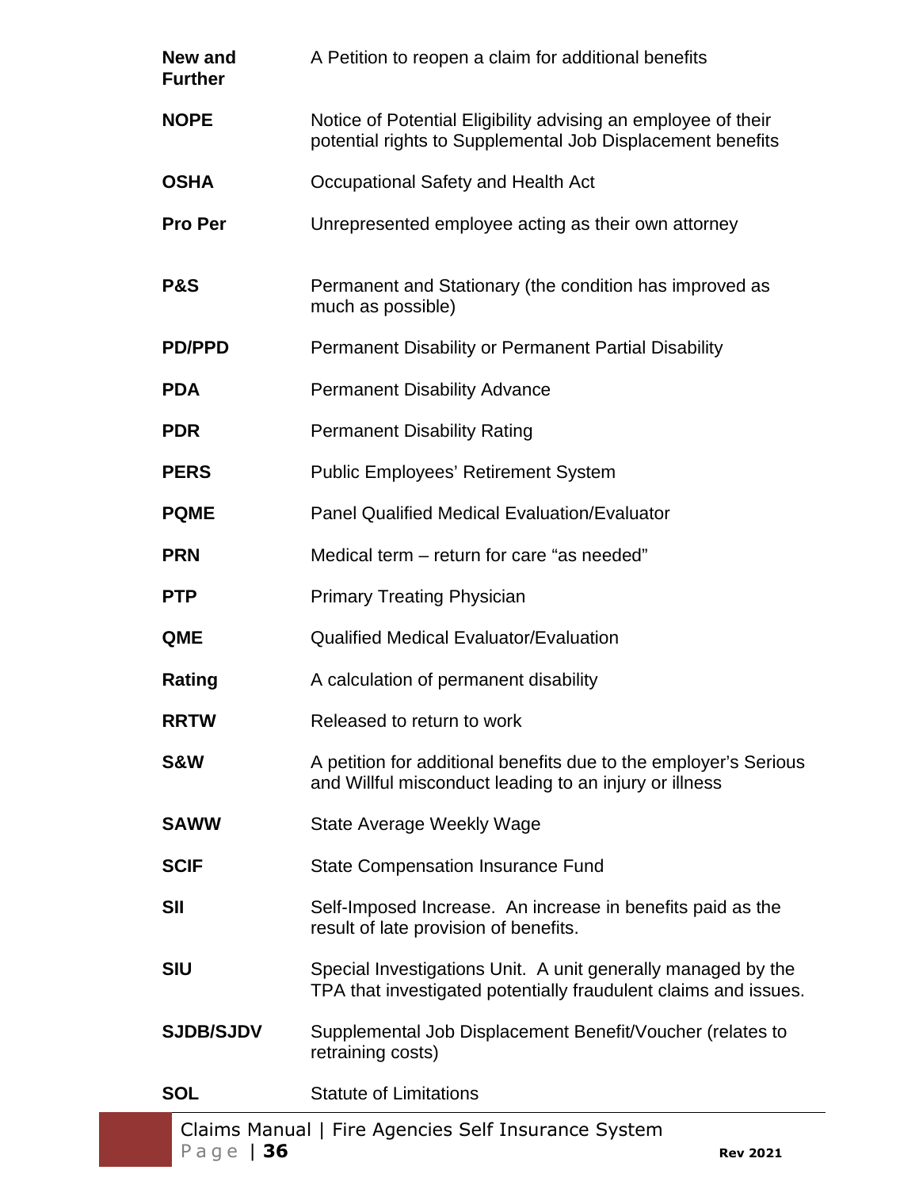| | |
|---|---|
| **New and Further** | A Petition to reopen a claim for additional benefits |
| **NOPE** | Notice of Potential Eligibility advising an employee of their potential rights to Supplemental Job Displacement benefits |
| **OSHA** | Occupational Safety and Health Act |
| **Pro Per** | Unrepresented employee acting as their own attorney |
| **P&S** | Permanent and Stationary (the condition has improved as much as possible) |
| **PD/PPD** | Permanent Disability or Permanent Partial Disability |
| **PDA** | Permanent Disability Advance |
| **PDR** | Permanent Disability Rating |
| **PERS** | Public Employees' Retirement System |
| **PQME** | Panel Qualified Medical Evaluation/Evaluator |
| **PRN** | Medical term – return for care "as needed" |
| **PTP** | Primary Treating Physician |
| **QME** | Qualified Medical Evaluator/Evaluation |
| **Rating** | A calculation of permanent disability |
| **RRTW** | Released to return to work |
| **S&W** | A petition for additional benefits due to the employer's Serious and Willful misconduct leading to an injury or illness |
| **SAWW** | State Average Weekly Wage |
| **SCIF** | State Compensation Insurance Fund |
| **SII** | Self-Imposed Increase. An increase in benefits paid as the result of late provision of benefits. |
| **SIU** | Special Investigations Unit. A unit generally managed by the TPA that investigated potentially fraudulent claims and issues. |
| **SJDB/SJDV** | Supplemental Job Displacement Benefit/Voucher (relates to retraining costs) |
| **SOL** | Statute of Limitations |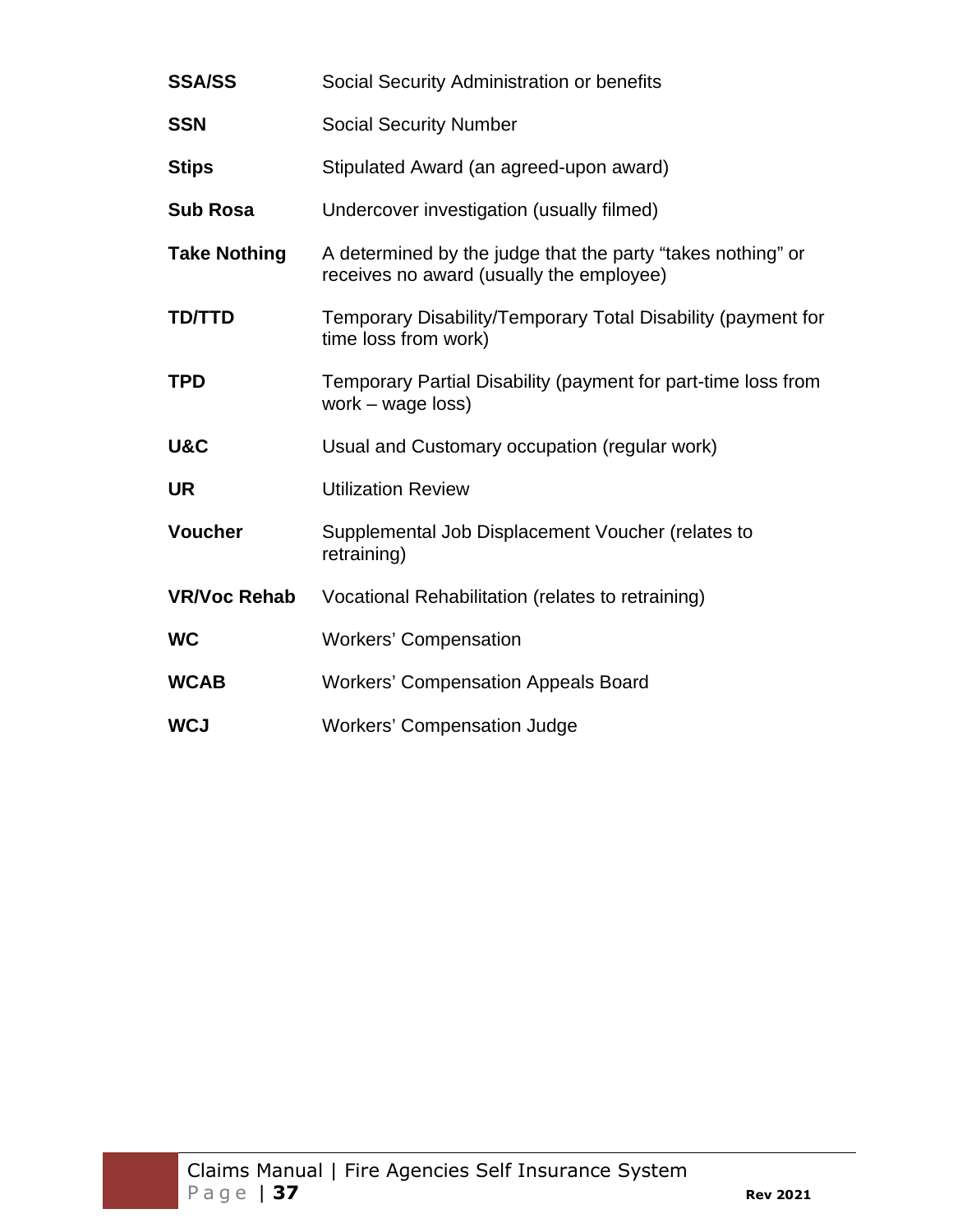| | |
|---|---|
| **SSA/SS** | Social Security Administration or benefits |
| **SSN** | Social Security Number |
| **Stips** | Stipulated Award (an agreed-upon award) |
| **Sub Rosa** | Undercover investigation (usually filmed) |
| **Take Nothing** | A determined by the judge that the party "takes nothing" or receives no award (usually the employee) |
| **TD/TTD** | Temporary Disability/Temporary Total Disability (payment for time loss from work) |
| **TPD** | Temporary Partial Disability (payment for part-time loss from work – wage loss) |
| **U&C** | Usual and Customary occupation (regular work) |
| **UR** | Utilization Review |
| **Voucher** | Supplemental Job Displacement Voucher (relates to retraining) |
| **VR/Voc Rehab** | Vocational Rehabilitation (relates to retraining) |
| **WC** | Workers' Compensation |
| **WCAB** | Workers' Compensation Appeals Board |
| **WCJ** | Workers' Compensation Judge |